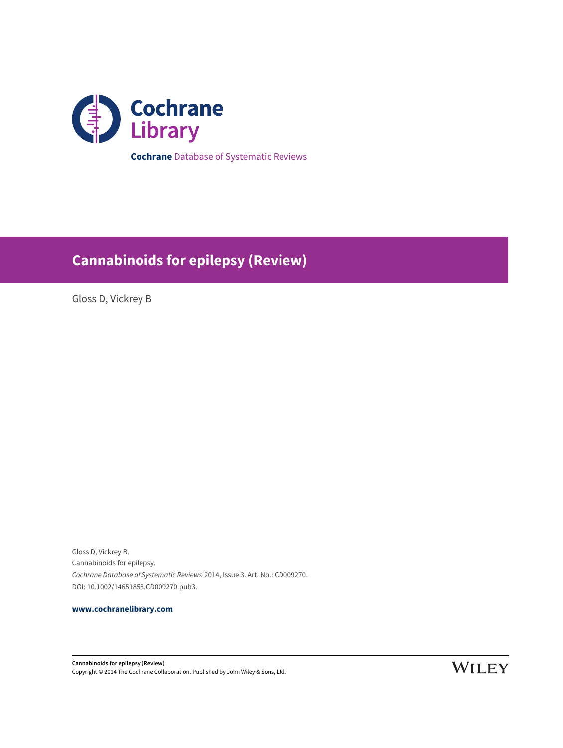Cochrane Library

**Cochrane** Database of Systematic Reviews

# Cannabinoids for epilepsy (Review)

Gloss D, Vickrey B

Gloss D, Vickrey B.
Cannabinoids for epilepsy.
*Cochrane Database of Systematic Reviews* 2014, Issue 3. Art. No.: CD009270.
DOI: 10.1002/14651858.CD009270.pub3.

**www.cochranelibrary.com**

**Cannabinoids for epilepsy (Review)**
Copyright © 2014 The Cochrane Collaboration. Published by John Wiley & Sons, Ltd.

WILEY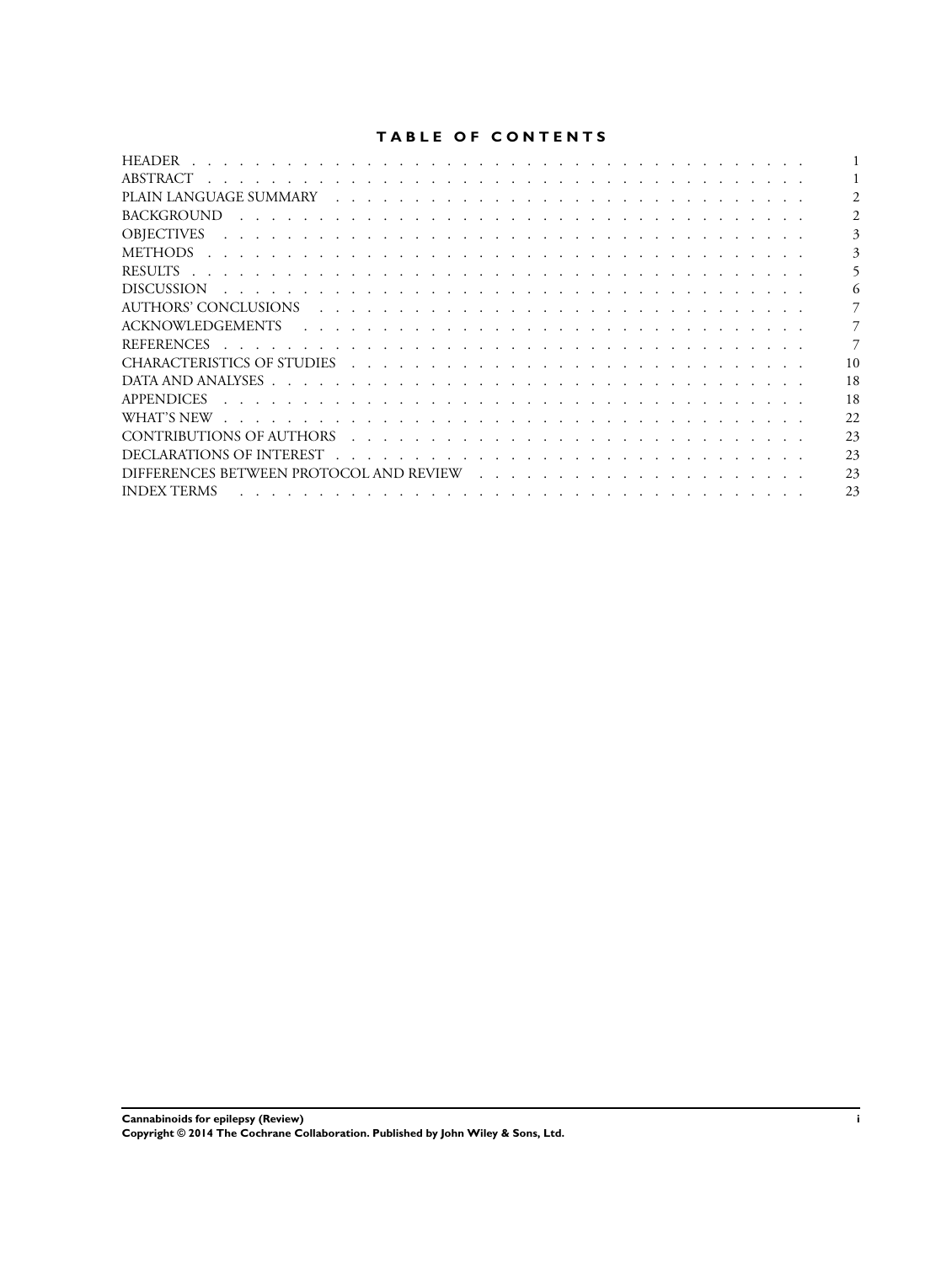# TABLE OF CONTENTS

| | |
|---|---|
| HEADER | 1 |
| ABSTRACT | 1 |
| PLAIN LANGUAGE SUMMARY | 2 |
| BACKGROUND | 2 |
| OBJECTIVES | 3 |
| METHODS | 3 |
| RESULTS | 5 |
| DISCUSSION | 6 |
| AUTHORS' CONCLUSIONS | 7 |
| ACKNOWLEDGEMENTS | 7 |
| REFERENCES | 7 |
| CHARACTERISTICS OF STUDIES | 10 |
| DATA AND ANALYSES | 18 |
| APPENDICES | 18 |
| WHAT'S NEW | 22 |
| CONTRIBUTIONS OF AUTHORS | 23 |
| DECLARATIONS OF INTEREST | 23 |
| DIFFERENCES BETWEEN PROTOCOL AND REVIEW | 23 |
| INDEX TERMS | 23 |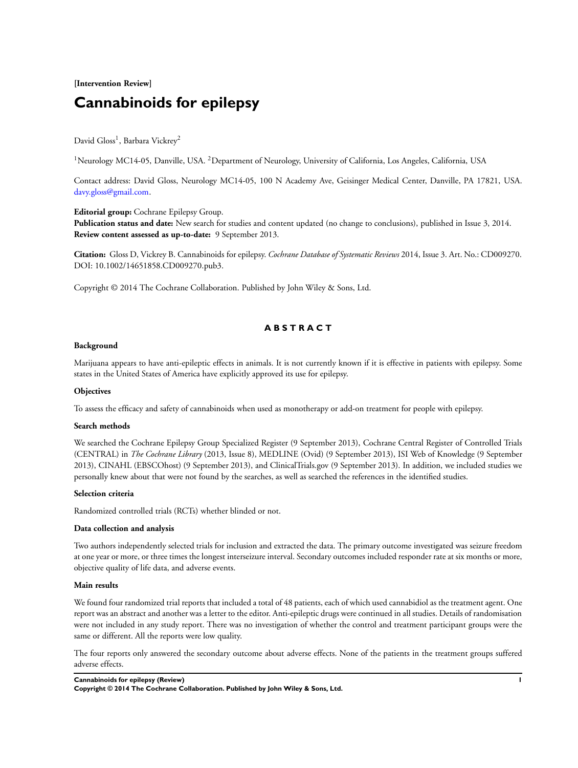**[Intervention Review]**

# Cannabinoids for epilepsy

David Gloss[1], Barbara Vickrey[2]

[1]Neurology MC14-05, Danville, USA. [2]Department of Neurology, University of California, Los Angeles, California, USA

Contact address: David Gloss, Neurology MC14-05, 100 N Academy Ave, Geisinger Medical Center, Danville, PA 17821, USA. davy.gloss@gmail.com.

**Editorial group:** Cochrane Epilepsy Group.
**Publication status and date:** New search for studies and content updated (no change to conclusions), published in Issue 3, 2014.
**Review content assessed as up-to-date:** 9 September 2013.

**Citation:** Gloss D, Vickrey B. Cannabinoids for epilepsy. *Cochrane Database of Systematic Reviews* 2014, Issue 3. Art. No.: CD009270. DOI: 10.1002/14651858.CD009270.pub3.

Copyright © 2014 The Cochrane Collaboration. Published by John Wiley & Sons, Ltd.

## ABSTRACT

### Background

Marijuana appears to have anti-epileptic effects in animals. It is not currently known if it is effective in patients with epilepsy. Some states in the United States of America have explicitly approved its use for epilepsy.

### Objectives

To assess the efficacy and safety of cannabinoids when used as monotherapy or add-on treatment for people with epilepsy.

### Search methods

We searched the Cochrane Epilepsy Group Specialized Register (9 September 2013), Cochrane Central Register of Controlled Trials (CENTRAL) in *The Cochrane Library* (2013, Issue 8), MEDLINE (Ovid) (9 September 2013), ISI Web of Knowledge (9 September 2013), CINAHL (EBSCOhost) (9 September 2013), and ClinicalTrials.gov (9 September 2013). In addition, we included studies we personally knew about that were not found by the searches, as well as searched the references in the identified studies.

### Selection criteria

Randomized controlled trials (RCTs) whether blinded or not.

### Data collection and analysis

Two authors independently selected trials for inclusion and extracted the data. The primary outcome investigated was seizure freedom at one year or more, or three times the longest interseizure interval. Secondary outcomes included responder rate at six months or more, objective quality of life data, and adverse events.

### Main results

We found four randomized trial reports that included a total of 48 patients, each of which used cannabidiol as the treatment agent. One report was an abstract and another was a letter to the editor. Anti-epileptic drugs were continued in all studies. Details of randomisation were not included in any study report. There was no investigation of whether the control and treatment participant groups were the same or different. All the reports were low quality.

The four reports only answered the secondary outcome about adverse effects. None of the patients in the treatment groups suffered adverse effects.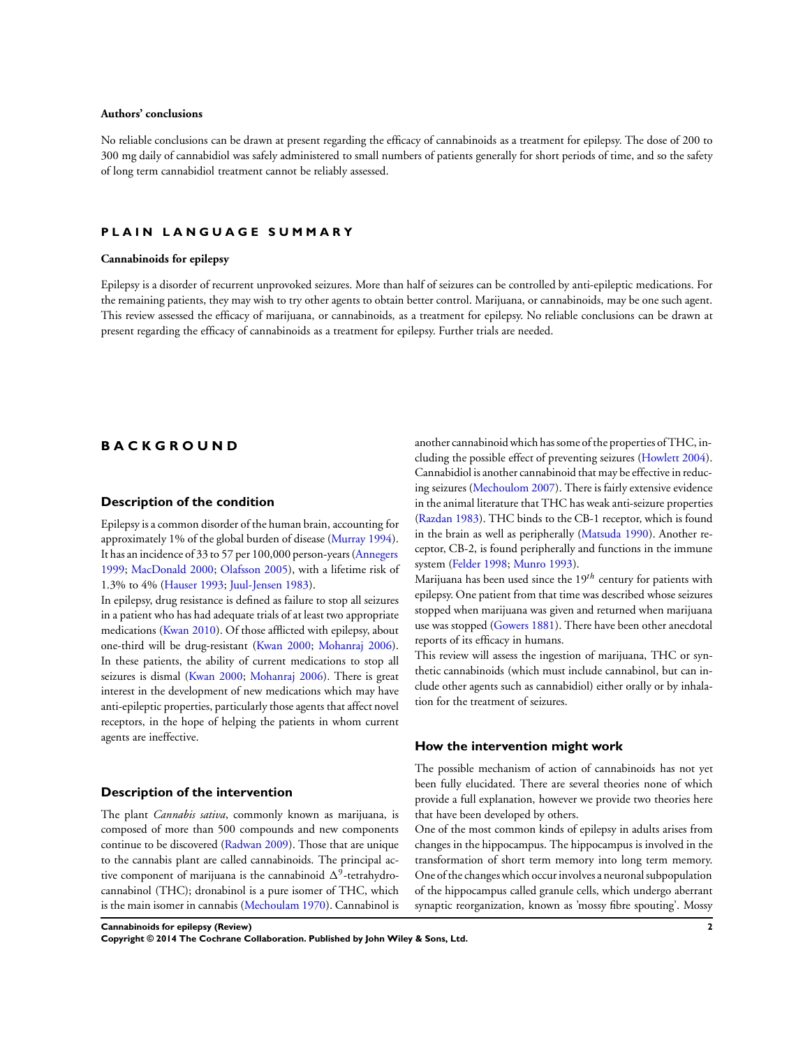**Authors' conclusions**

No reliable conclusions can be drawn at present regarding the efficacy of cannabinoids as a treatment for epilepsy. The dose of 200 to 300 mg daily of cannabidiol was safely administered to small numbers of patients generally for short periods of time, and so the safety of long term cannabidiol treatment cannot be reliably assessed.

# PLAIN LANGUAGE SUMMARY

**Cannabinoids for epilepsy**

Epilepsy is a disorder of recurrent unprovoked seizures. More than half of seizures can be controlled by anti-epileptic medications. For the remaining patients, they may wish to try other agents to obtain better control. Marijuana, or cannabinoids, may be one such agent. This review assessed the efficacy of marijuana, or cannabinoids, as a treatment for epilepsy. No reliable conclusions can be drawn at present regarding the efficacy of cannabinoids as a treatment for epilepsy. Further trials are needed.

# BACKGROUND

## Description of the condition

Epilepsy is a common disorder of the human brain, accounting for approximately 1% of the global burden of disease (Murray 1994). It has an incidence of 33 to 57 per 100,000 person-years (Annegers 1999; MacDonald 2000; Olafsson 2005), with a lifetime risk of 1.3% to 4% (Hauser 1993; Juul-Jensen 1983).

In epilepsy, drug resistance is defined as failure to stop all seizures in a patient who has had adequate trials of at least two appropriate medications (Kwan 2010). Of those afflicted with epilepsy, about one-third will be drug-resistant (Kwan 2000; Mohanraj 2006). In these patients, the ability of current medications to stop all seizures is dismal (Kwan 2000; Mohanraj 2006). There is great interest in the development of new medications which may have anti-epileptic properties, particularly those agents that affect novel receptors, in the hope of helping the patients in whom current agents are ineffective.

## Description of the intervention

The plant *Cannabis sativa*, commonly known as marijuana, is composed of more than 500 compounds and new components continue to be discovered (Radwan 2009). Those that are unique to the cannabis plant are called cannabinoids. The principal active component of marijuana is the cannabinoid $\Delta^9$-tetrahydrocannabinol (THC); dronabinol is a pure isomer of THC, which is the main isomer in cannabis (Mechoulam 1970). Cannabinol is another cannabinoid which has some of the properties of THC, including the possible effect of preventing seizures (Howlett 2004). Cannabidiol is another cannabinoid that may be effective in reducing seizures (Mechoulom 2007). There is fairly extensive evidence in the animal literature that THC has weak anti-seizure properties (Razdan 1983). THC binds to the CB-1 receptor, which is found in the brain as well as peripherally (Matsuda 1990). Another receptor, CB-2, is found peripherally and functions in the immune system (Felder 1998; Munro 1993).

Marijuana has been used since the 19$^{th}$ century for patients with epilepsy. One patient from that time was described whose seizures stopped when marijuana was given and returned when marijuana use was stopped (Gowers 1881). There have been other anecdotal reports of its efficacy in humans.

This review will assess the ingestion of marijuana, THC or synthetic cannabinoids (which must include cannabinol, but can include other agents such as cannabidiol) either orally or by inhalation for the treatment of seizures.

## How the intervention might work

The possible mechanism of action of cannabinoids has not yet been fully elucidated. There are several theories none of which provide a full explanation, however we provide two theories here that have been developed by others.

One of the most common kinds of epilepsy in adults arises from changes in the hippocampus. The hippocampus is involved in the transformation of short term memory into long term memory. One of the changes which occur involves a neuronal subpopulation of the hippocampus called granule cells, which undergo aberrant synaptic reorganization, known as 'mossy fibre spouting'. Mossy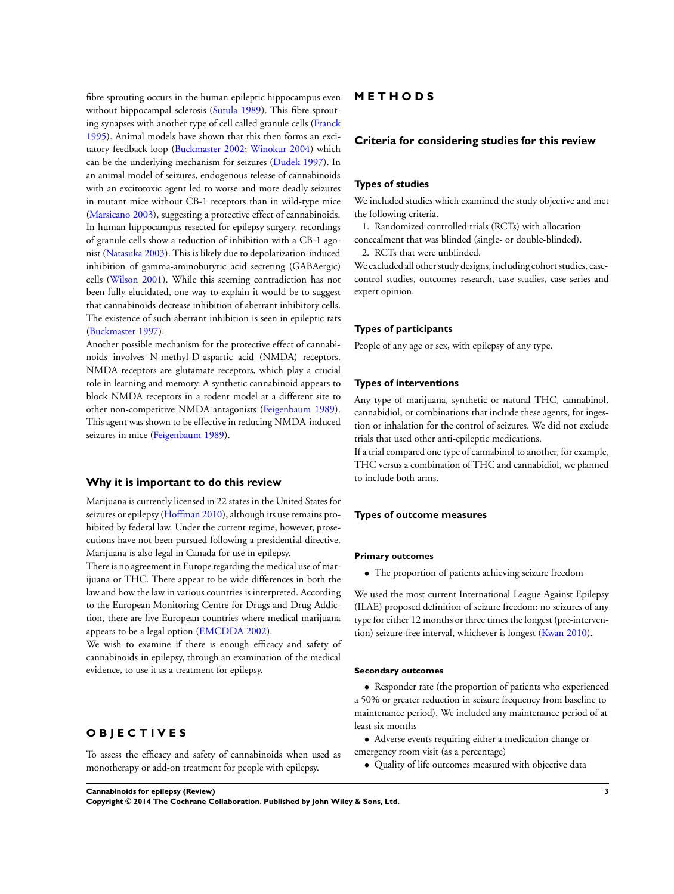fibre sprouting occurs in the human epileptic hippocampus even without hippocampal sclerosis (Sutula 1989). This fibre sprouting synapses with another type of cell called granule cells (Franck 1995). Animal models have shown that this then forms an excitatory feedback loop (Buckmaster 2002; Winokur 2004) which can be the underlying mechanism for seizures (Dudek 1997). In an animal model of seizures, endogenous release of cannabinoids with an excitotoxic agent led to worse and more deadly seizures in mutant mice without CB-1 receptors than in wild-type mice (Marsicano 2003), suggesting a protective effect of cannabinoids. In human hippocampus resected for epilepsy surgery, recordings of granule cells show a reduction of inhibition with a CB-1 agonist (Natasuka 2003). This is likely due to depolarization-induced inhibition of gamma-aminobutyric acid secreting (GABAergic) cells (Wilson 2001). While this seeming contradiction has not been fully elucidated, one way to explain it would be to suggest that cannabinoids decrease inhibition of aberrant inhibitory cells. The existence of such aberrant inhibition is seen in epileptic rats (Buckmaster 1997).

Another possible mechanism for the protective effect of cannabinoids involves N-methyl-D-aspartic acid (NMDA) receptors. NMDA receptors are glutamate receptors, which play a crucial role in learning and memory. A synthetic cannabinoid appears to block NMDA receptors in a rodent model at a different site to other non-competitive NMDA antagonists (Feigenbaum 1989). This agent was shown to be effective in reducing NMDA-induced seizures in mice (Feigenbaum 1989).

## Why it is important to do this review

Marijuana is currently licensed in 22 states in the United States for seizures or epilepsy (Hoffman 2010), although its use remains prohibited by federal law. Under the current regime, however, prosecutions have not been pursued following a presidential directive. Marijuana is also legal in Canada for use in epilepsy.

There is no agreement in Europe regarding the medical use of marijuana or THC. There appear to be wide differences in both the law and how the law in various countries is interpreted. According to the European Monitoring Centre for Drugs and Drug Addiction, there are five European countries where medical marijuana appears to be a legal option (EMCDDA 2002).

We wish to examine if there is enough efficacy and safety of cannabinoids in epilepsy, through an examination of the medical evidence, to use it as a treatment for epilepsy.

# OBJECTIVES

To assess the efficacy and safety of cannabinoids when used as monotherapy or add-on treatment for people with epilepsy.

# METHODS

## Criteria for considering studies for this review

### Types of studies

We included studies which examined the study objective and met the following criteria.

1. Randomized controlled trials (RCTs) with allocation concealment that was blinded (single- or double-blinded).
2. RCTs that were unblinded.

We excluded all other study designs, including cohort studies, case-control studies, outcomes research, case studies, case series and expert opinion.

### Types of participants

People of any age or sex, with epilepsy of any type.

### Types of interventions

Any type of marijuana, synthetic or natural THC, cannabinol, cannabidiol, or combinations that include these agents, for ingestion or inhalation for the control of seizures. We did not exclude trials that used other anti-epileptic medications.

If a trial compared one type of cannabinol to another, for example, THC versus a combination of THC and cannabidiol, we planned to include both arms.

### Types of outcome measures

#### Primary outcomes

- The proportion of patients achieving seizure freedom

We used the most current International League Against Epilepsy (ILAE) proposed definition of seizure freedom: no seizures of any type for either 12 months or three times the longest (pre-intervention) seizure-free interval, whichever is longest (Kwan 2010).

#### Secondary outcomes

- Responder rate (the proportion of patients who experienced a 50% or greater reduction in seizure frequency from baseline to maintenance period). We included any maintenance period of at least six months
- Adverse events requiring either a medication change or emergency room visit (as a percentage)
- Quality of life outcomes measured with objective data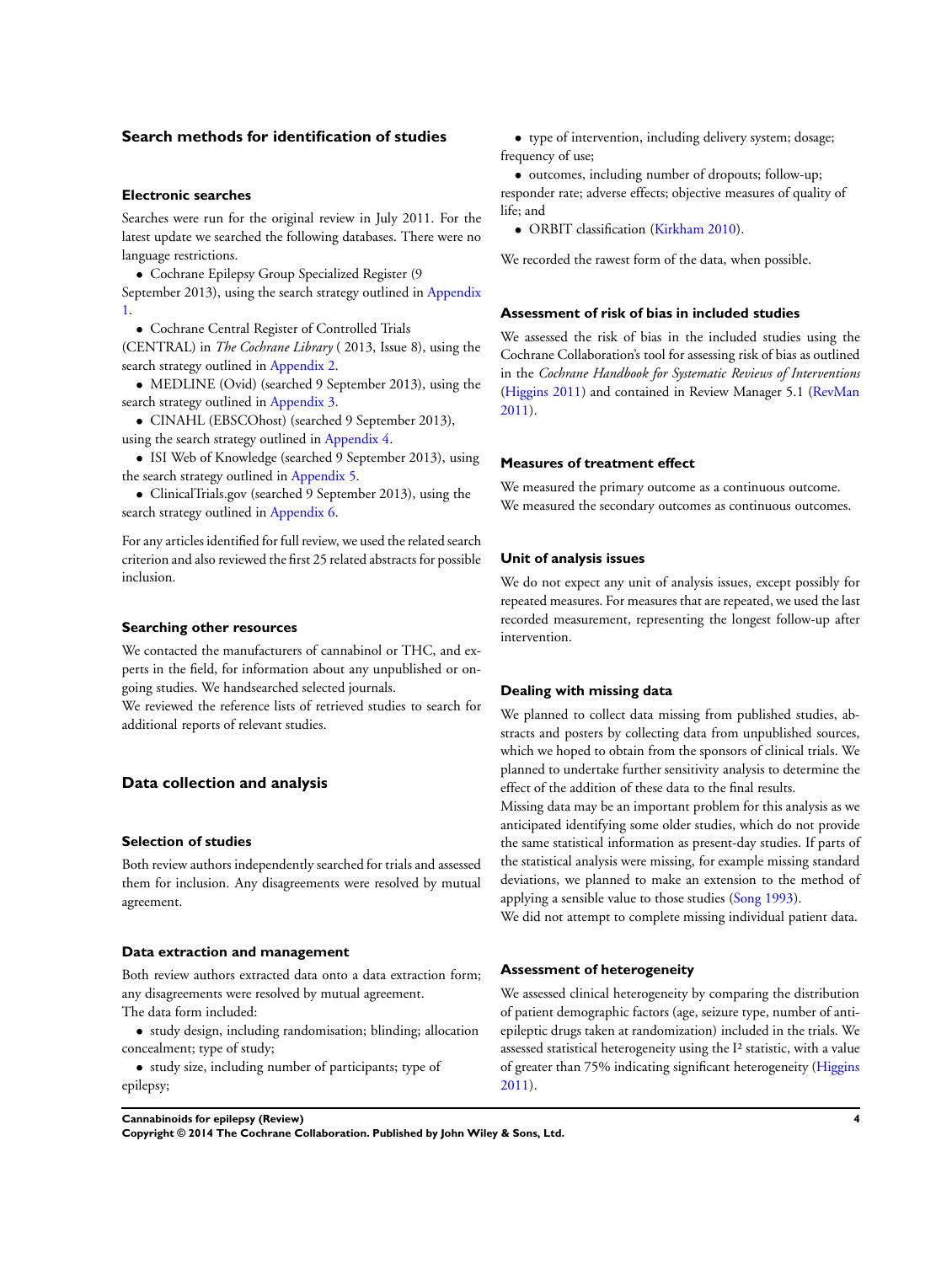## Search methods for identification of studies

### Electronic searches

Searches were run for the original review in July 2011. For the latest update we searched the following databases. There were no language restrictions.

- Cochrane Epilepsy Group Specialized Register (9 September 2013), using the search strategy outlined in Appendix 1.
- Cochrane Central Register of Controlled Trials (CENTRAL) in *The Cochrane Library* ( 2013, Issue 8), using the search strategy outlined in Appendix 2.
- MEDLINE (Ovid) (searched 9 September 2013), using the search strategy outlined in Appendix 3.
- CINAHL (EBSCOhost) (searched 9 September 2013), using the search strategy outlined in Appendix 4.
- ISI Web of Knowledge (searched 9 September 2013), using the search strategy outlined in Appendix 5.
- ClinicalTrials.gov (searched 9 September 2013), using the search strategy outlined in Appendix 6.

For any articles identified for full review, we used the related search criterion and also reviewed the first 25 related abstracts for possible inclusion.

### Searching other resources

We contacted the manufacturers of cannabinol or THC, and experts in the field, for information about any unpublished or ongoing studies. We handsearched selected journals.

We reviewed the reference lists of retrieved studies to search for additional reports of relevant studies.

## Data collection and analysis

### Selection of studies

Both review authors independently searched for trials and assessed them for inclusion. Any disagreements were resolved by mutual agreement.

### Data extraction and management

Both review authors extracted data onto a data extraction form; any disagreements were resolved by mutual agreement.

The data form included:

- study design, including randomisation; blinding; allocation concealment; type of study;
- study size, including number of participants; type of epilepsy;
- type of intervention, including delivery system; dosage; frequency of use;
- outcomes, including number of dropouts; follow-up; responder rate; adverse effects; objective measures of quality of life; and
- ORBIT classification (Kirkham 2010).

We recorded the rawest form of the data, when possible.

### Assessment of risk of bias in included studies

We assessed the risk of bias in the included studies using the Cochrane Collaboration's tool for assessing risk of bias as outlined in the *Cochrane Handbook for Systematic Reviews of Interventions* (Higgins 2011) and contained in Review Manager 5.1 (RevMan 2011).

### Measures of treatment effect

We measured the primary outcome as a continuous outcome.
We measured the secondary outcomes as continuous outcomes.

### Unit of analysis issues

We do not expect any unit of analysis issues, except possibly for repeated measures. For measures that are repeated, we used the last recorded measurement, representing the longest follow-up after intervention.

### Dealing with missing data

We planned to collect data missing from published studies, abstracts and posters by collecting data from unpublished sources, which we hoped to obtain from the sponsors of clinical trials. We planned to undertake further sensitivity analysis to determine the effect of the addition of these data to the final results.

Missing data may be an important problem for this analysis as we anticipated identifying some older studies, which do not provide the same statistical information as present-day studies. If parts of the statistical analysis were missing, for example missing standard deviations, we planned to make an extension to the method of applying a sensible value to those studies (Song 1993).

We did not attempt to complete missing individual patient data.

### Assessment of heterogeneity

We assessed clinical heterogeneity by comparing the distribution of patient demographic factors (age, seizure type, number of antiepileptic drugs taken at randomization) included in the trials. We assessed statistical heterogeneity using the $I^2$ statistic, with a value of greater than 75% indicating significant heterogeneity (Higgins 2011).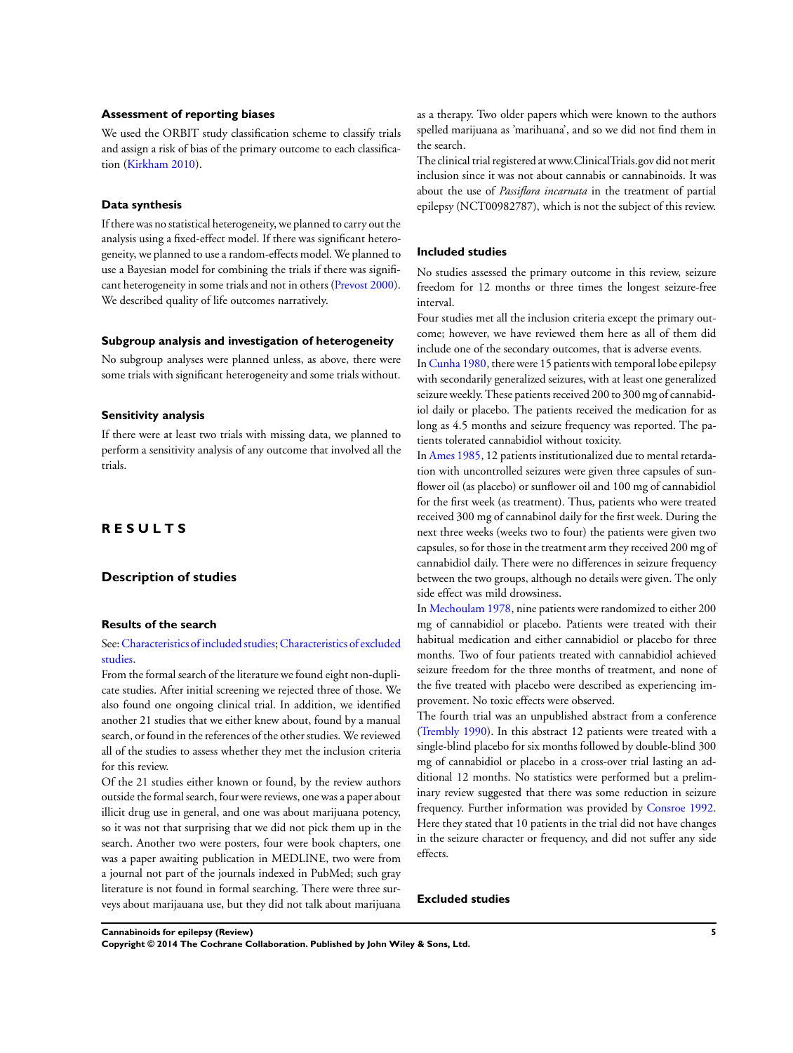### Assessment of reporting biases

We used the ORBIT study classification scheme to classify trials and assign a risk of bias of the primary outcome to each classification (Kirkham 2010).

### Data synthesis

If there was no statistical heterogeneity, we planned to carry out the analysis using a fixed-effect model. If there was significant heterogeneity, we planned to use a random-effects model. We planned to use a Bayesian model for combining the trials if there was significant heterogeneity in some trials and not in others (Prevost 2000). We described quality of life outcomes narratively.

### Subgroup analysis and investigation of heterogeneity

No subgroup analyses were planned unless, as above, there were some trials with significant heterogeneity and some trials without.

### Sensitivity analysis

If there were at least two trials with missing data, we planned to perform a sensitivity analysis of any outcome that involved all the trials.

# R E S U L T S

## Description of studies

### Results of the search

See: Characteristics of included studies; Characteristics of excluded studies.

From the formal search of the literature we found eight non-duplicate studies. After initial screening we rejected three of those. We also found one ongoing clinical trial. In addition, we identified another 21 studies that we either knew about, found by a manual search, or found in the references of the other studies. We reviewed all of the studies to assess whether they met the inclusion criteria for this review.

Of the 21 studies either known or found, by the review authors outside the formal search, four were reviews, one was a paper about illicit drug use in general, and one was about marijuana potency, so it was not that surprising that we did not pick them up in the search. Another two were posters, four were book chapters, one was a paper awaiting publication in MEDLINE, two were from a journal not part of the journals indexed in PubMed; such gray literature is not found in formal searching. There were three surveys about marijauana use, but they did not talk about marijuana as a therapy. Two older papers which were known to the authors spelled marijuana as 'marihuana', and so we did not find them in the search.

The clinical trial registered at www.ClinicalTrials.gov did not merit inclusion since it was not about cannabis or cannabinoids. It was about the use of *Passiflora incarnata* in the treatment of partial epilepsy (NCT00982787), which is not the subject of this review.

### Included studies

No studies assessed the primary outcome in this review, seizure freedom for 12 months or three times the longest seizure-free interval.

Four studies met all the inclusion criteria except the primary outcome; however, we have reviewed them here as all of them did include one of the secondary outcomes, that is adverse events.

In Cunha 1980, there were 15 patients with temporal lobe epilepsy with secondarily generalized seizures, with at least one generalized seizure weekly. These patients received 200 to 300 mg of cannabidiol daily or placebo. The patients received the medication for as long as 4.5 months and seizure frequency was reported. The patients tolerated cannabidiol without toxicity.

In Ames 1985, 12 patients institutionalized due to mental retardation with uncontrolled seizures were given three capsules of sunflower oil (as placebo) or sunflower oil and 100 mg of cannabidiol for the first week (as treatment). Thus, patients who were treated received 300 mg of cannabinol daily for the first week. During the next three weeks (weeks two to four) the patients were given two capsules, so for those in the treatment arm they received 200 mg of cannabidiol daily. There were no differences in seizure frequency between the two groups, although no details were given. The only side effect was mild drowsiness.

In Mechoulam 1978, nine patients were randomized to either 200 mg of cannabidiol or placebo. Patients were treated with their habitual medication and either cannabidiol or placebo for three months. Two of four patients treated with cannabidiol achieved seizure freedom for the three months of treatment, and none of the five treated with placebo were described as experiencing improvement. No toxic effects were observed.

The fourth trial was an unpublished abstract from a conference (Trembly 1990). In this abstract 12 patients were treated with a single-blind placebo for six months followed by double-blind 300 mg of cannabidiol or placebo in a cross-over trial lasting an additional 12 months. No statistics were performed but a preliminary review suggested that there was some reduction in seizure frequency. Further information was provided by Consroe 1992. Here they stated that 10 patients in the trial did not have changes in the seizure character or frequency, and did not suffer any side effects.

### Excluded studies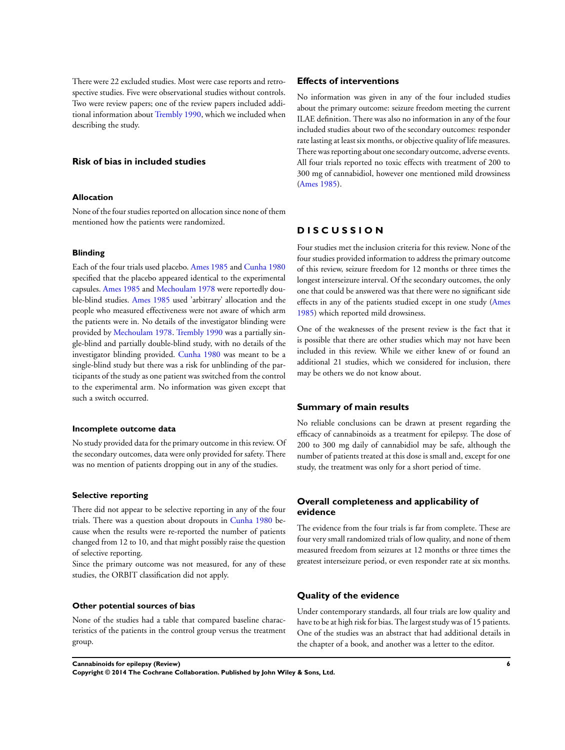There were 22 excluded studies. Most were case reports and retrospective studies. Five were observational studies without controls. Two were review papers; one of the review papers included additional information about Trembly 1990, which we included when describing the study.

## Risk of bias in included studies

### Allocation

None of the four studies reported on allocation since none of them mentioned how the patients were randomized.

### Blinding

Each of the four trials used placebo. Ames 1985 and Cunha 1980 specified that the placebo appeared identical to the experimental capsules. Ames 1985 and Mechoulam 1978 were reportedly double-blind studies. Ames 1985 used 'arbitrary' allocation and the people who measured effectiveness were not aware of which arm the patients were in. No details of the investigator blinding were provided by Mechoulam 1978. Trembly 1990 was a partially single-blind and partially double-blind study, with no details of the investigator blinding provided. Cunha 1980 was meant to be a single-blind study but there was a risk for unblinding of the participants of the study as one patient was switched from the control to the experimental arm. No information was given except that such a switch occurred.

### Incomplete outcome data

No study provided data for the primary outcome in this review. Of the secondary outcomes, data were only provided for safety. There was no mention of patients dropping out in any of the studies.

### Selective reporting

There did not appear to be selective reporting in any of the four trials. There was a question about dropouts in Cunha 1980 because when the results were re-reported the number of patients changed from 12 to 10, and that might possibly raise the question of selective reporting.

Since the primary outcome was not measured, for any of these studies, the ORBIT classification did not apply.

### Other potential sources of bias

None of the studies had a table that compared baseline characteristics of the patients in the control group versus the treatment group.

## Effects of interventions

No information was given in any of the four included studies about the primary outcome: seizure freedom meeting the current ILAE definition. There was also no information in any of the four included studies about two of the secondary outcomes: responder rate lasting at least six months, or objective quality of life measures. There was reporting about one secondary outcome, adverse events. All four trials reported no toxic effects with treatment of 200 to 300 mg of cannabidiol, however one mentioned mild drowsiness (Ames 1985).

# DISCUSSION

Four studies met the inclusion criteria for this review. None of the four studies provided information to address the primary outcome of this review, seizure freedom for 12 months or three times the longest interseizure interval. Of the secondary outcomes, the only one that could be answered was that there were no significant side effects in any of the patients studied except in one study (Ames 1985) which reported mild drowsiness.

One of the weaknesses of the present review is the fact that it is possible that there are other studies which may not have been included in this review. While we either knew of or found an additional 21 studies, which we considered for inclusion, there may be others we do not know about.

## Summary of main results

No reliable conclusions can be drawn at present regarding the efficacy of cannabinoids as a treatment for epilepsy. The dose of 200 to 300 mg daily of cannabidiol may be safe, although the number of patients treated at this dose is small and, except for one study, the treatment was only for a short period of time.

## Overall completeness and applicability of evidence

The evidence from the four trials is far from complete. These are four very small randomized trials of low quality, and none of them measured freedom from seizures at 12 months or three times the greatest interseizure period, or even responder rate at six months.

## Quality of the evidence

Under contemporary standards, all four trials are low quality and have to be at high risk for bias. The largest study was of 15 patients. One of the studies was an abstract that had additional details in the chapter of a book, and another was a letter to the editor.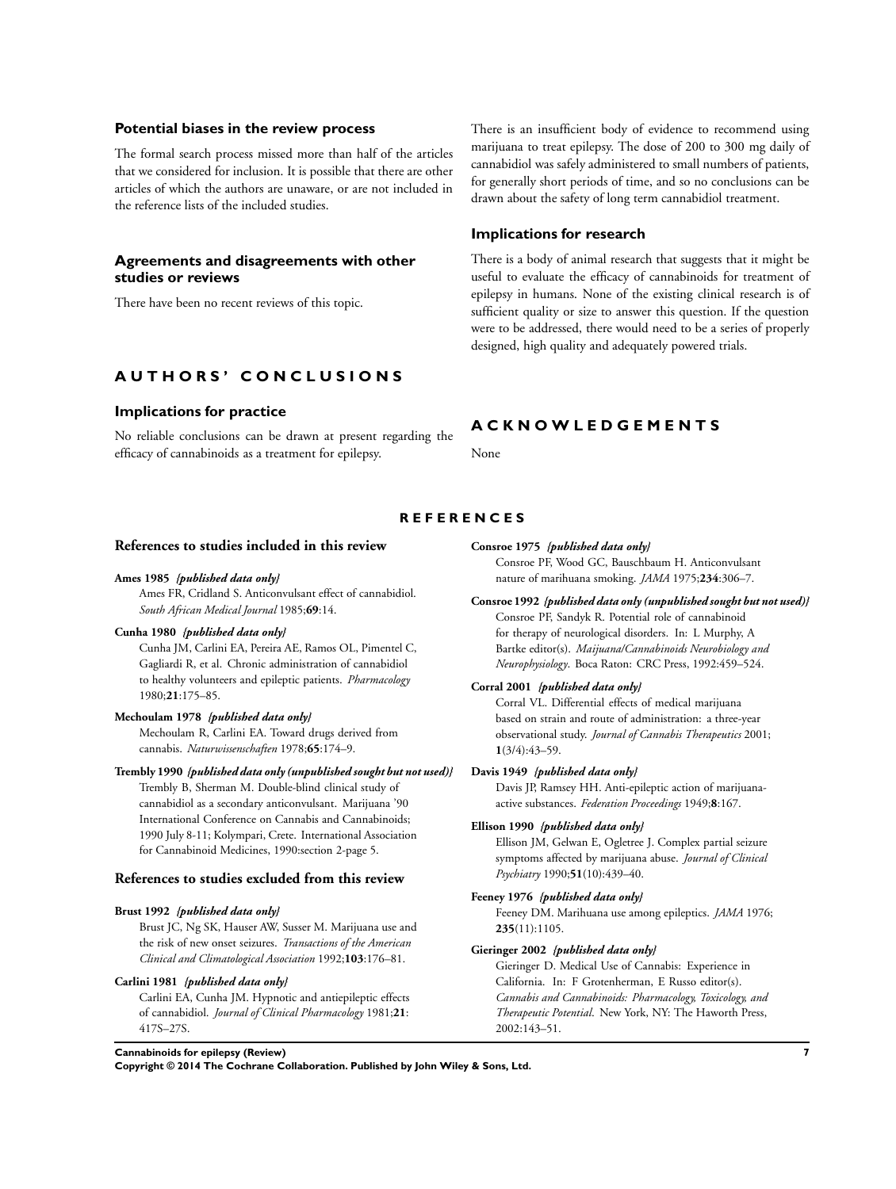### Potential biases in the review process

The formal search process missed more than half of the articles that we considered for inclusion. It is possible that there are other articles of which the authors are unaware, or are not included in the reference lists of the included studies.

### Agreements and disagreements with other studies or reviews

There have been no recent reviews of this topic.

## AUTHORS' CONCLUSIONS

### Implications for practice

No reliable conclusions can be drawn at present regarding the efficacy of cannabinoids as a treatment for epilepsy.

There is an insufficient body of evidence to recommend using marijuana to treat epilepsy. The dose of 200 to 300 mg daily of cannabidiol was safely administered to small numbers of patients, for generally short periods of time, and so no conclusions can be drawn about the safety of long term cannabidiol treatment.

### Implications for research

There is a body of animal research that suggests that it might be useful to evaluate the efficacy of cannabinoids for treatment of epilepsy in humans. None of the existing clinical research is of sufficient quality or size to answer this question. If the question were to be addressed, there would need to be a series of properly designed, high quality and adequately powered trials.

## ACKNOWLEDGEMENTS

None

## REFERENCES

### References to studies included in this review

**Ames 1985** *{published data only}*
Ames FR, Cridland S. Anticonvulsant effect of cannabidiol. *South African Medical Journal* 1985;**69**:14.

**Cunha 1980** *{published data only}*
Cunha JM, Carlini EA, Pereira AE, Ramos OL, Pimentel C, Gagliardi R, et al. Chronic administration of cannabidiol to healthy volunteers and epileptic patients. *Pharmacology* 1980;**21**:175–85.

**Mechoulam 1978** *{published data only}*
Mechoulam R, Carlini EA. Toward drugs derived from cannabis. *Naturwissenschaften* 1978;**65**:174–9.

**Trembly 1990** *{published data only (unpublished sought but not used)}*
Trembly B, Sherman M. Double-blind clinical study of cannabidiol as a secondary anticonvulsant. Marijuana '90 International Conference on Cannabis and Cannabinoids; 1990 July 8-11; Kolympari, Crete. International Association for Cannabinoid Medicines, 1990:section 2-page 5.

### References to studies excluded from this review

**Brust 1992** *{published data only}*
Brust JC, Ng SK, Hauser AW, Susser M. Marijuana use and the risk of new onset seizures. *Transactions of the American Clinical and Climatological Association* 1992;**103**:176–81.

**Carlini 1981** *{published data only}*
Carlini EA, Cunha JM. Hypnotic and antiepileptic effects of cannabidiol. *Journal of Clinical Pharmacology* 1981;**21**: 417S–27S.

**Consroe 1975** *{published data only}*
Consroe PF, Wood GC, Bauschbaum H. Anticonvulsant nature of marihuana smoking. *JAMA* 1975;**234**:306–7.

**Consroe 1992** *{published data only (unpublished sought but not used)}*
Consroe PF, Sandyk R. Potential role of cannabinoid for therapy of neurological disorders. In: L Murphy, A Bartke editor(s). *Maijuana/Cannabinoids Neurobiology and Neurophysiology*. Boca Raton: CRC Press, 1992:459–524.

**Corral 2001** *{published data only}*
Corral VL. Differential effects of medical marijuana based on strain and route of administration: a three-year observational study. *Journal of Cannabis Therapeutics* 2001; **1**(3/4):43–59.

**Davis 1949** *{published data only}*
Davis JP, Ramsey HH. Anti-epileptic action of marijuana-active substances. *Federation Proceedings* 1949;**8**:167.

**Ellison 1990** *{published data only}*
Ellison JM, Gelwan E, Ogletree J. Complex partial seizure symptoms affected by marijuana abuse. *Journal of Clinical Psychiatry* 1990;**51**(10):439–40.

**Feeney 1976** *{published data only}*
Feeney DM. Marihuana use among epileptics. *JAMA* 1976; **235**(11):1105.

**Gieringer 2002** *{published data only}*
Gieringer D. Medical Use of Cannabis: Experience in California. In: F Grotenherman, E Russo editor(s). *Cannabis and Cannabinoids: Pharmacology, Toxicology, and Therapeutic Potential*. New York, NY: The Haworth Press, 2002:143–51.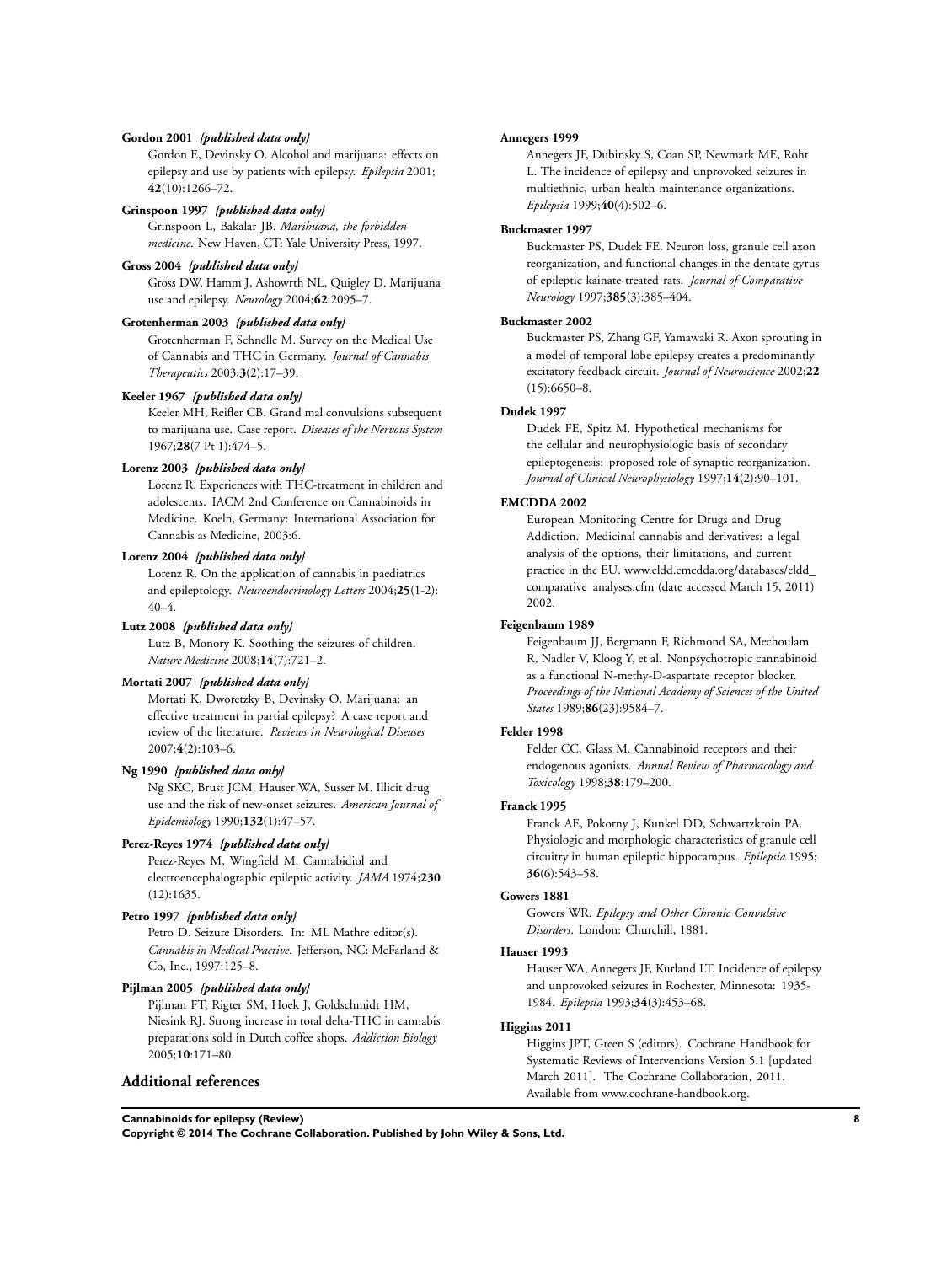**Gordon 2001** *{published data only}*

Gordon E, Devinsky O. Alcohol and marijuana: effects on epilepsy and use by patients with epilepsy. *Epilepsia* 2001; **42**(10):1266–72.

**Grinspoon 1997** *{published data only}*

Grinspoon L, Bakalar JB. *Marihuana, the forbidden medicine*. New Haven, CT: Yale University Press, 1997.

**Gross 2004** *{published data only}*

Gross DW, Hamm J, Ashowrth NL, Quigley D. Marijuana use and epilepsy. *Neurology* 2004;**62**:2095–7.

**Grotenherman 2003** *{published data only}*

Grotenherman F, Schnelle M. Survey on the Medical Use of Cannabis and THC in Germany. *Journal of Cannabis Therapeutics* 2003;**3**(2):17–39.

**Keeler 1967** *{published data only}*

Keeler MH, Reifler CB. Grand mal convulsions subsequent to marijuana use. Case report. *Diseases of the Nervous System* 1967;**28**(7 Pt 1):474–5.

**Lorenz 2003** *{published data only}*

Lorenz R. Experiences with THC-treatment in children and adolescents. IACM 2nd Conference on Cannabinoids in Medicine. Koeln, Germany: International Association for Cannabis as Medicine, 2003:6.

**Lorenz 2004** *{published data only}*

Lorenz R. On the application of cannabis in paediatrics and epileptology. *Neuroendocrinology Letters* 2004;**25**(1-2): 40–4.

**Lutz 2008** *{published data only}*

Lutz B, Monory K. Soothing the seizures of children. *Nature Medicine* 2008;**14**(7):721–2.

**Mortati 2007** *{published data only}*

Mortati K, Dworetzky B, Devinsky O. Marijuana: an effective treatment in partial epilepsy? A case report and review of the literature. *Reviews in Neurological Diseases* 2007;**4**(2):103–6.

**Ng 1990** *{published data only}*

Ng SKC, Brust JCM, Hauser WA, Susser M. Illicit drug use and the risk of new-onset seizures. *American Journal of Epidemiology* 1990;**132**(1):47–57.

**Perez-Reyes 1974** *{published data only}*

Perez-Reyes M, Wingfield M. Cannabidiol and electroencephalographic epileptic activity. *JAMA* 1974;**230** (12):1635.

**Petro 1997** *{published data only}*

Petro D. Seizure Disorders. In: ML Mathre editor(s). *Cannabis in Medical Practive*. Jefferson, NC: McFarland & Co, Inc., 1997:125–8.

**Pijlman 2005** *{published data only}*

Pijlman FT, Rigter SM, Hoek J, Goldschmidt HM, Niesink RJ. Strong increase in total delta-THC in cannabis preparations sold in Dutch coffee shops. *Addiction Biology* 2005;**10**:171–80.

## Additional references

**Annegers 1999**

Annegers JF, Dubinsky S, Coan SP, Newmark ME, Roht L. The incidence of epilepsy and unprovoked seizures in multiethnic, urban health maintenance organizations. *Epilepsia* 1999;**40**(4):502–6.

**Buckmaster 1997**

Buckmaster PS, Dudek FE. Neuron loss, granule cell axon reorganization, and functional changes in the dentate gyrus of epileptic kainate-treated rats. *Journal of Comparative Neurology* 1997;**385**(3):385–404.

**Buckmaster 2002**

Buckmaster PS, Zhang GF, Yamawaki R. Axon sprouting in a model of temporal lobe epilepsy creates a predominantly excitatory feedback circuit. *Journal of Neuroscience* 2002;**22** (15):6650–8.

**Dudek 1997**

Dudek FE, Spitz M. Hypothetical mechanisms for the cellular and neurophysiologic basis of secondary epileptogenesis: proposed role of synaptic reorganization. *Journal of Clinical Neurophysiology* 1997;**14**(2):90–101.

**EMCDDA 2002**

European Monitoring Centre for Drugs and Drug Addiction. Medicinal cannabis and derivatives: a legal analysis of the options, their limitations, and current practice in the EU. www.eldd.emcdda.org/databases/eldd_comparative_analyses.cfm (date accessed March 15, 2011) 2002.

**Feigenbaum 1989**

Feigenbaum JJ, Bergmann F, Richmond SA, Mechoulam R, Nadler V, Kloog Y, et al. Nonpsychotropic cannabinoid as a functional N-methy-D-aspartate receptor blocker. *Proceedings of the National Academy of Sciences of the United States* 1989;**86**(23):9584–7.

**Felder 1998**

Felder CC, Glass M. Cannabinoid receptors and their endogenous agonists. *Annual Review of Pharmacology and Toxicology* 1998;**38**:179–200.

**Franck 1995**

Franck AE, Pokorny J, Kunkel DD, Schwartzkroin PA. Physiologic and morphologic characteristics of granule cell circuitry in human epileptic hippocampus. *Epilepsia* 1995; **36**(6):543–58.

**Gowers 1881**

Gowers WR. *Epilepsy and Other Chronic Convulsive Disorders*. London: Churchill, 1881.

**Hauser 1993**

Hauser WA, Annegers JF, Kurland LT. Incidence of epilepsy and unprovoked seizures in Rochester, Minnesota: 1935-1984. *Epilepsia* 1993;**34**(3):453–68.

**Higgins 2011**

Higgins JPT, Green S (editors). Cochrane Handbook for Systematic Reviews of Interventions Version 5.1 [updated March 2011]. The Cochrane Collaboration, 2011. Available from www.cochrane-handbook.org.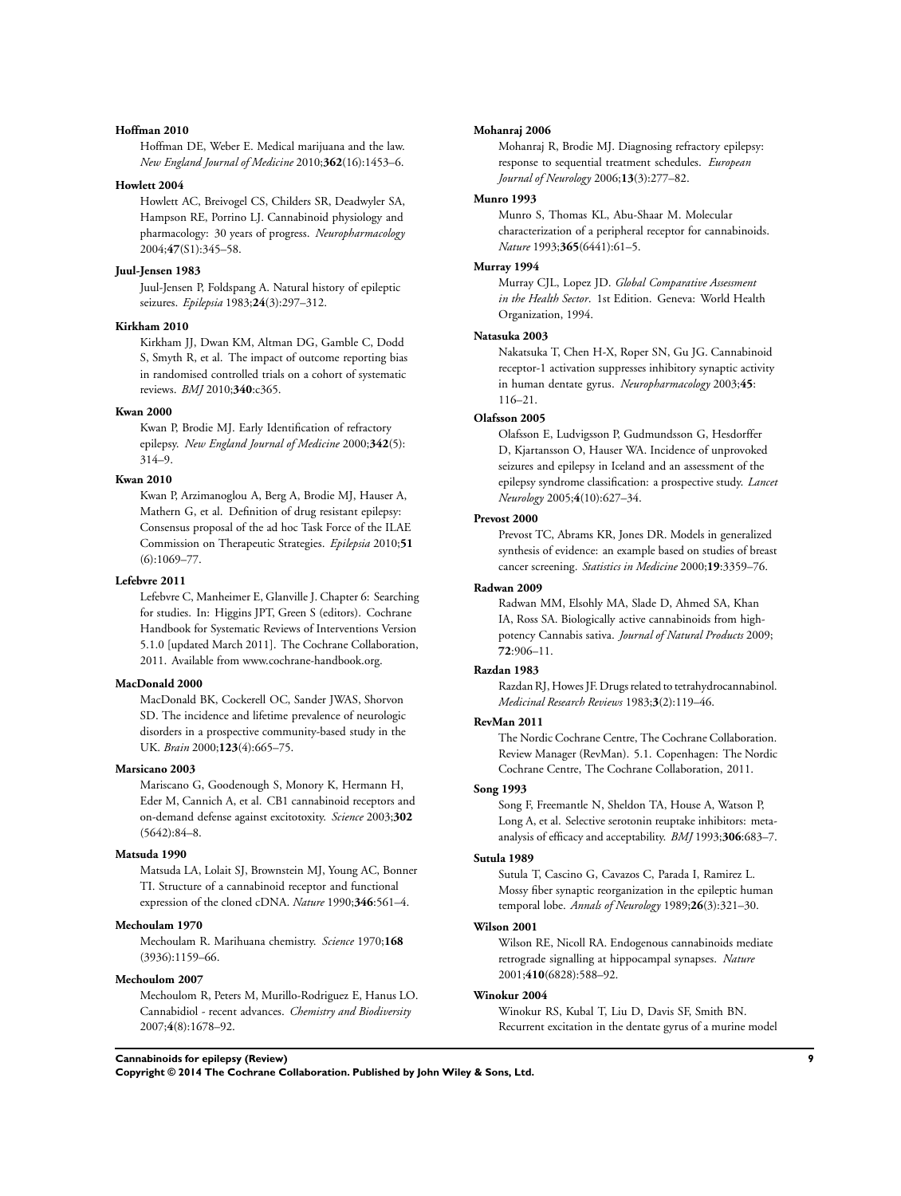**Hoffman 2010**

Hoffman DE, Weber E. Medical marijuana and the law. *New England Journal of Medicine* 2010;**362**(16):1453–6.

**Howlett 2004**

Howlett AC, Breivogel CS, Childers SR, Deadwyler SA, Hampson RE, Porrino LJ. Cannabinoid physiology and pharmacology: 30 years of progress. *Neuropharmacology* 2004;**47**(S1):345–58.

**Juul-Jensen 1983**

Juul-Jensen P, Foldspang A. Natural history of epileptic seizures. *Epilepsia* 1983;**24**(3):297–312.

**Kirkham 2010**

Kirkham JJ, Dwan KM, Altman DG, Gamble C, Dodd S, Smyth R, et al. The impact of outcome reporting bias in randomised controlled trials on a cohort of systematic reviews. *BMJ* 2010;**340**:c365.

**Kwan 2000**

Kwan P, Brodie MJ. Early Identification of refractory epilepsy. *New England Journal of Medicine* 2000;**342**(5): 314–9.

**Kwan 2010**

Kwan P, Arzimanoglou A, Berg A, Brodie MJ, Hauser A, Mathern G, et al. Definition of drug resistant epilepsy: Consensus proposal of the ad hoc Task Force of the ILAE Commission on Therapeutic Strategies. *Epilepsia* 2010;**51** (6):1069–77.

**Lefebvre 2011**

Lefebvre C, Manheimer E, Glanville J. Chapter 6: Searching for studies. In: Higgins JPT, Green S (editors). Cochrane Handbook for Systematic Reviews of Interventions Version 5.1.0 [updated March 2011]. The Cochrane Collaboration, 2011. Available from www.cochrane-handbook.org.

**MacDonald 2000**

MacDonald BK, Cockerell OC, Sander JWAS, Shorvon SD. The incidence and lifetime prevalence of neurologic disorders in a prospective community-based study in the UK. *Brain* 2000;**123**(4):665–75.

**Marsicano 2003**

Mariscano G, Goodenough S, Monory K, Hermann H, Eder M, Cannich A, et al. CB1 cannabinoid receptors and on-demand defense against excitotoxity. *Science* 2003;**302** (5642):84–8.

**Matsuda 1990**

Matsuda LA, Lolait SJ, Brownstein MJ, Young AC, Bonner TI. Structure of a cannabinoid receptor and functional expression of the cloned cDNA. *Nature* 1990;**346**:561–4.

**Mechoulam 1970**

Mechoulam R. Marihuana chemistry. *Science* 1970;**168** (3936):1159–66.

**Mechoulom 2007**

Mechoulom R, Peters M, Murillo-Rodriguez E, Hanus LO. Cannabidiol - recent advances. *Chemistry and Biodiversity* 2007;**4**(8):1678–92.

**Mohanraj 2006**

Mohanraj R, Brodie MJ. Diagnosing refractory epilepsy: response to sequential treatment schedules. *European Journal of Neurology* 2006;**13**(3):277–82.

**Munro 1993**

Munro S, Thomas KL, Abu-Shaar M. Molecular characterization of a peripheral receptor for cannabinoids. *Nature* 1993;**365**(6441):61–5.

**Murray 1994**

Murray CJL, Lopez JD. *Global Comparative Assessment in the Health Sector*. 1st Edition. Geneva: World Health Organization, 1994.

**Natasuka 2003**

Nakatsuka T, Chen H-X, Roper SN, Gu JG. Cannabinoid receptor-1 activation suppresses inhibitory synaptic activity in human dentate gyrus. *Neuropharmacology* 2003;**45**: 116–21.

**Olafsson 2005**

Olafsson E, Ludvigsson P, Gudmundsson G, Hesdorffer D, Kjartansson O, Hauser WA. Incidence of unprovoked seizures and epilepsy in Iceland and an assessment of the epilepsy syndrome classification: a prospective study. *Lancet Neurology* 2005;**4**(10):627–34.

**Prevost 2000**

Prevost TC, Abrams KR, Jones DR. Models in generalized synthesis of evidence: an example based on studies of breast cancer screening. *Statistics in Medicine* 2000;**19**:3359–76.

**Radwan 2009**

Radwan MM, Elsohly MA, Slade D, Ahmed SA, Khan IA, Ross SA. Biologically active cannabinoids from high-potency Cannabis sativa. *Journal of Natural Products* 2009; **72**:906–11.

**Razdan 1983**

Razdan RJ, Howes JF. Drugs related to tetrahydrocannabinol. *Medicinal Research Reviews* 1983;**3**(2):119–46.

**RevMan 2011**

The Nordic Cochrane Centre, The Cochrane Collaboration. Review Manager (RevMan). 5.1. Copenhagen: The Nordic Cochrane Centre, The Cochrane Collaboration, 2011.

**Song 1993**

Song F, Freemantle N, Sheldon TA, House A, Watson P, Long A, et al. Selective serotonin reuptake inhibitors: meta-analysis of efficacy and acceptability. *BMJ* 1993;**306**:683–7.

**Sutula 1989**

Sutula T, Cascino G, Cavazos C, Parada I, Ramirez L. Mossy fiber synaptic reorganization in the epileptic human temporal lobe. *Annals of Neurology* 1989;**26**(3):321–30.

**Wilson 2001**

Wilson RE, Nicoll RA. Endogenous cannabinoids mediate retrograde signalling at hippocampal synapses. *Nature* 2001;**410**(6828):588–92.

**Winokur 2004**

Winokur RS, Kubal T, Liu D, Davis SF, Smith BN. Recurrent excitation in the dentate gyrus of a murine model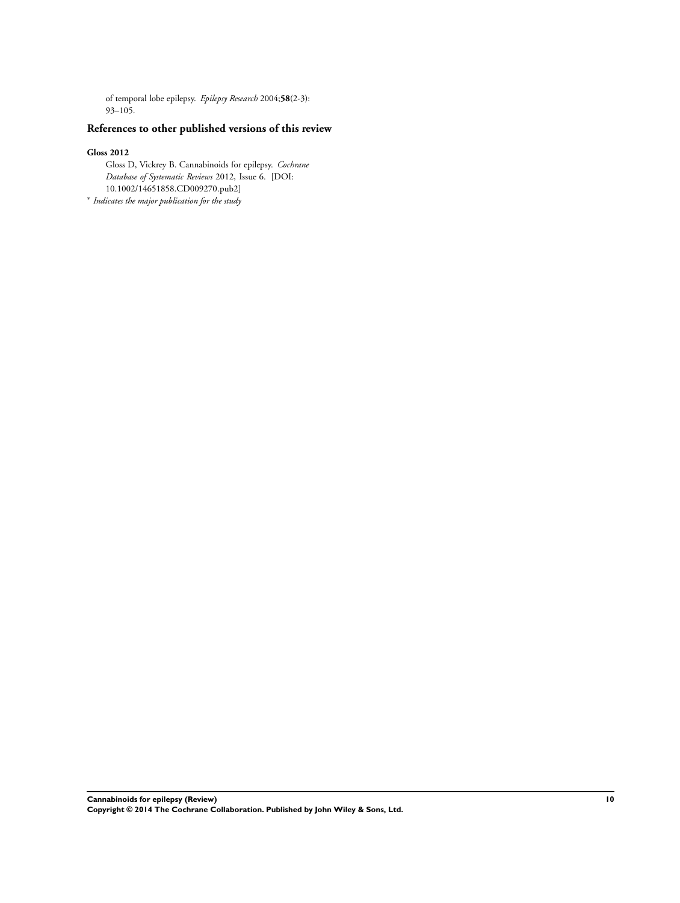of temporal lobe epilepsy. *Epilepsy Research* 2004;**58**(2-3): 93–105.

## References to other published versions of this review

**Gloss 2012**

Gloss D, Vickrey B. Cannabinoids for epilepsy. *Cochrane Database of Systematic Reviews* 2012, Issue 6. [DOI: 10.1002/14651858.CD009270.pub2]

* *Indicates the major publication for the study*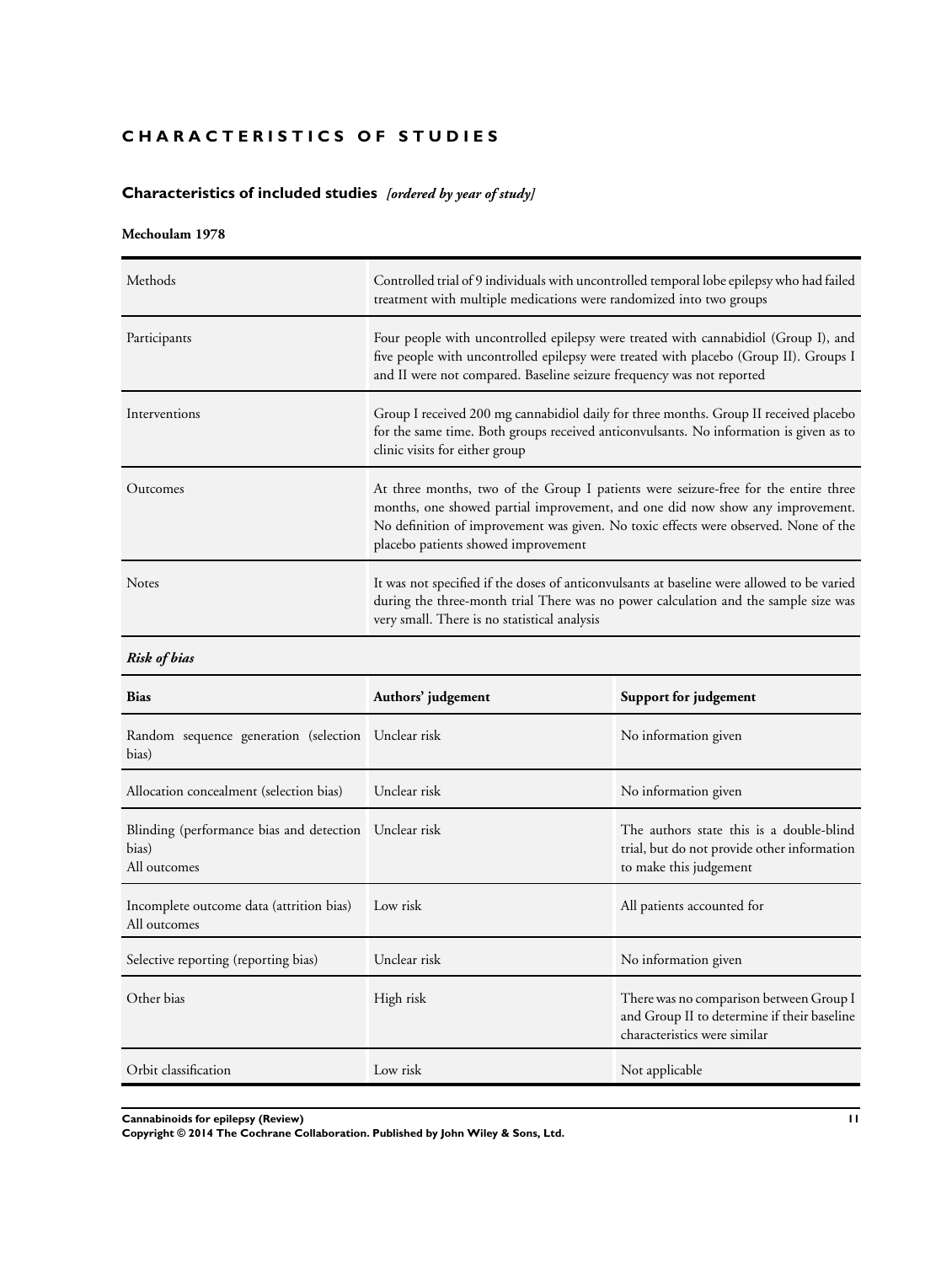# CHARACTERISTICS OF STUDIES

## Characteristics of included studies *[ordered by year of study]*

### Mechoulam 1978

| | |
|---|---|
| Methods | Controlled trial of 9 individuals with uncontrolled temporal lobe epilepsy who had failed treatment with multiple medications were randomized into two groups |
| Participants | Four people with uncontrolled epilepsy were treated with cannabidiol (Group I), and five people with uncontrolled epilepsy were treated with placebo (Group II). Groups I and II were not compared. Baseline seizure frequency was not reported |
| Interventions | Group I received 200 mg cannabidiol daily for three months. Group II received placebo for the same time. Both groups received anticonvulsants. No information is given as to clinic visits for either group |
| Outcomes | At three months, two of the Group I patients were seizure-free for the entire three months, one showed partial improvement, and one did now show any improvement. No definition of improvement was given. No toxic effects were observed. None of the placebo patients showed improvement |
| Notes | It was not specified if the doses of anticonvulsants at baseline were allowed to be varied during the three-month trial There was no power calculation and the sample size was very small. There is no statistical analysis |

***Risk of bias***

| Bias | Authors' judgement | Support for judgement |
|---|---|---|
| Random sequence generation (selection bias) | Unclear risk | No information given |
| Allocation concealment (selection bias) | Unclear risk | No information given |
| Blinding (performance bias and detection bias)<br>All outcomes | Unclear risk | The authors state this is a double-blind trial, but do not provide other information to make this judgement |
| Incomplete outcome data (attrition bias)<br>All outcomes | Low risk | All patients accounted for |
| Selective reporting (reporting bias) | Unclear risk | No information given |
| Other bias | High risk | There was no comparison between Group I and Group II to determine if their baseline characteristics were similar |
| Orbit classification | Low risk | Not applicable |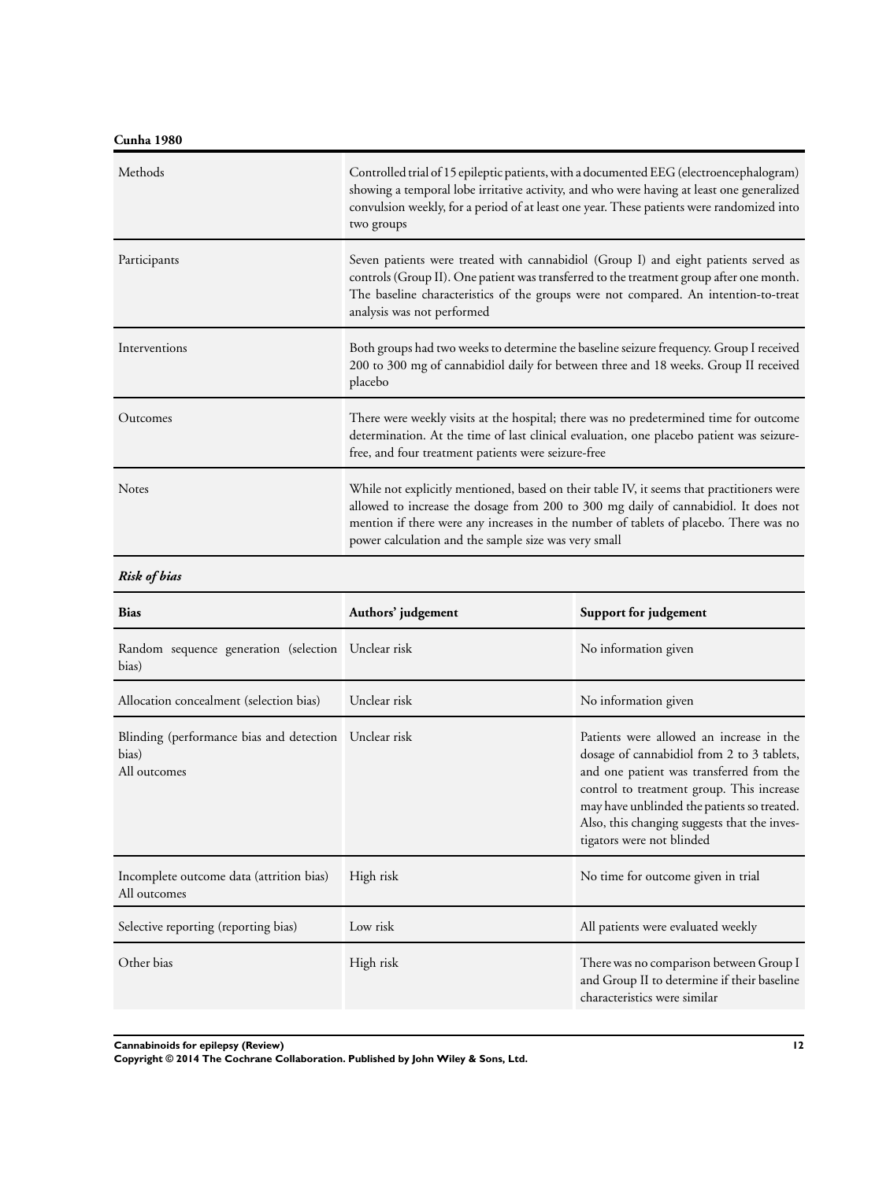**Cunha 1980**

| | |
|---|---|
| Methods | Controlled trial of 15 epileptic patients, with a documented EEG (electroencephalogram) showing a temporal lobe irritative activity, and who were having at least one generalized convulsion weekly, for a period of at least one year. These patients were randomized into two groups |
| Participants | Seven patients were treated with cannabidiol (Group I) and eight patients served as controls (Group II). One patient was transferred to the treatment group after one month. The baseline characteristics of the groups were not compared. An intention-to-treat analysis was not performed |
| Interventions | Both groups had two weeks to determine the baseline seizure frequency. Group I received 200 to 300 mg of cannabidiol daily for between three and 18 weeks. Group II received placebo |
| Outcomes | There were weekly visits at the hospital; there was no predetermined time for outcome determination. At the time of last clinical evaluation, one placebo patient was seizure-free, and four treatment patients were seizure-free |
| Notes | While not explicitly mentioned, based on their table IV, it seems that practitioners were allowed to increase the dosage from 200 to 300 mg daily of cannabidiol. It does not mention if there were any increases in the number of tablets of placebo. There was no power calculation and the sample size was very small |

***Risk of bias***

| Bias | Authors' judgement | Support for judgement |
|---|---|---|
| Random sequence generation (selection bias) | Unclear risk | No information given |
| Allocation concealment (selection bias) | Unclear risk | No information given |
| Blinding (performance bias and detection bias) All outcomes | Unclear risk | Patients were allowed an increase in the dosage of cannabidiol from 2 to 3 tablets, and one patient was transferred from the control to treatment group. This increase may have unblinded the patients so treated. Also, this changing suggests that the investigators were not blinded |
| Incomplete outcome data (attrition bias) All outcomes | High risk | No time for outcome given in trial |
| Selective reporting (reporting bias) | Low risk | All patients were evaluated weekly |
| Other bias | High risk | There was no comparison between Group I and Group II to determine if their baseline characteristics were similar |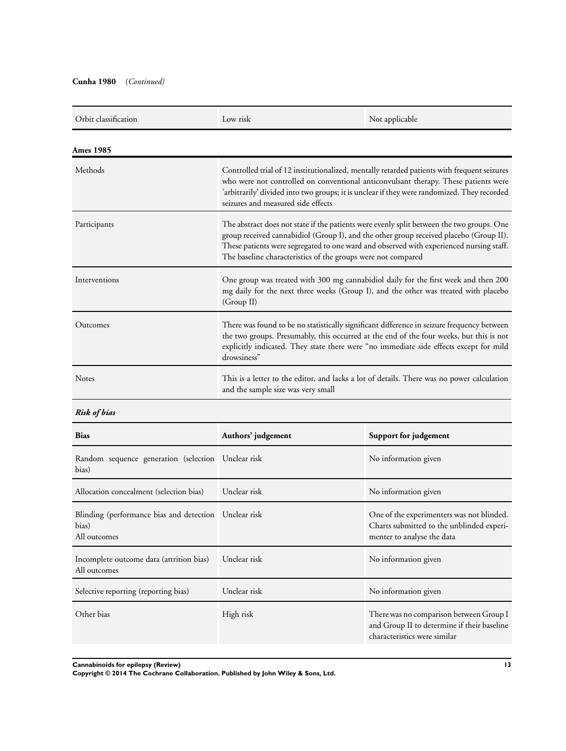**Cunha 1980** (*Continued*)

| | | |
|---|---|---|
| Orbit classification | Low risk | Not applicable |

**Ames 1985**

| | |
|---|---|
| Methods | Controlled trial of 12 institutionalized, mentally retarded patients with frequent seizures who were not controlled on conventional anticonvulsant therapy. These patients were 'arbitrarily' divided into two groups; it is unclear if they were randomized. They recorded seizures and measured side effects |
| Participants | The abstract does not state if the patients were evenly split between the two groups. One group received cannabidiol (Group I), and the other group received placebo (Group II). These patients were segregated to one ward and observed with experienced nursing staff. The baseline characteristics of the groups were not compared |
| Interventions | One group was treated with 300 mg cannabidiol daily for the first week and then 200 mg daily for the next three weeks (Group I), and the other was treated with placebo (Group II) |
| Outcomes | There was found to be no statistically significant difference in seizure frequency between the two groups. Presumably, this occurred at the end of the four weeks, but this is not explicitly indicated. They state there were "no immediate side effects except for mild drowsiness" |
| Notes | This is a letter to the editor, and lacks a lot of details. There was no power calculation and the sample size was very small |

***Risk of bias***

| Bias | Authors' judgement | Support for judgement |
|---|---|---|
| Random sequence generation (selection bias) | Unclear risk | No information given |
| Allocation concealment (selection bias) | Unclear risk | No information given |
| Blinding (performance bias and detection bias)<br>All outcomes | Unclear risk | One of the experimenters was not blinded. Charts submitted to the unblinded experimenter to analyse the data |
| Incomplete outcome data (attrition bias)<br>All outcomes | Unclear risk | No information given |
| Selective reporting (reporting bias) | Unclear risk | No information given |
| Other bias | High risk | There was no comparison between Group I and Group II to determine if their baseline characteristics were similar |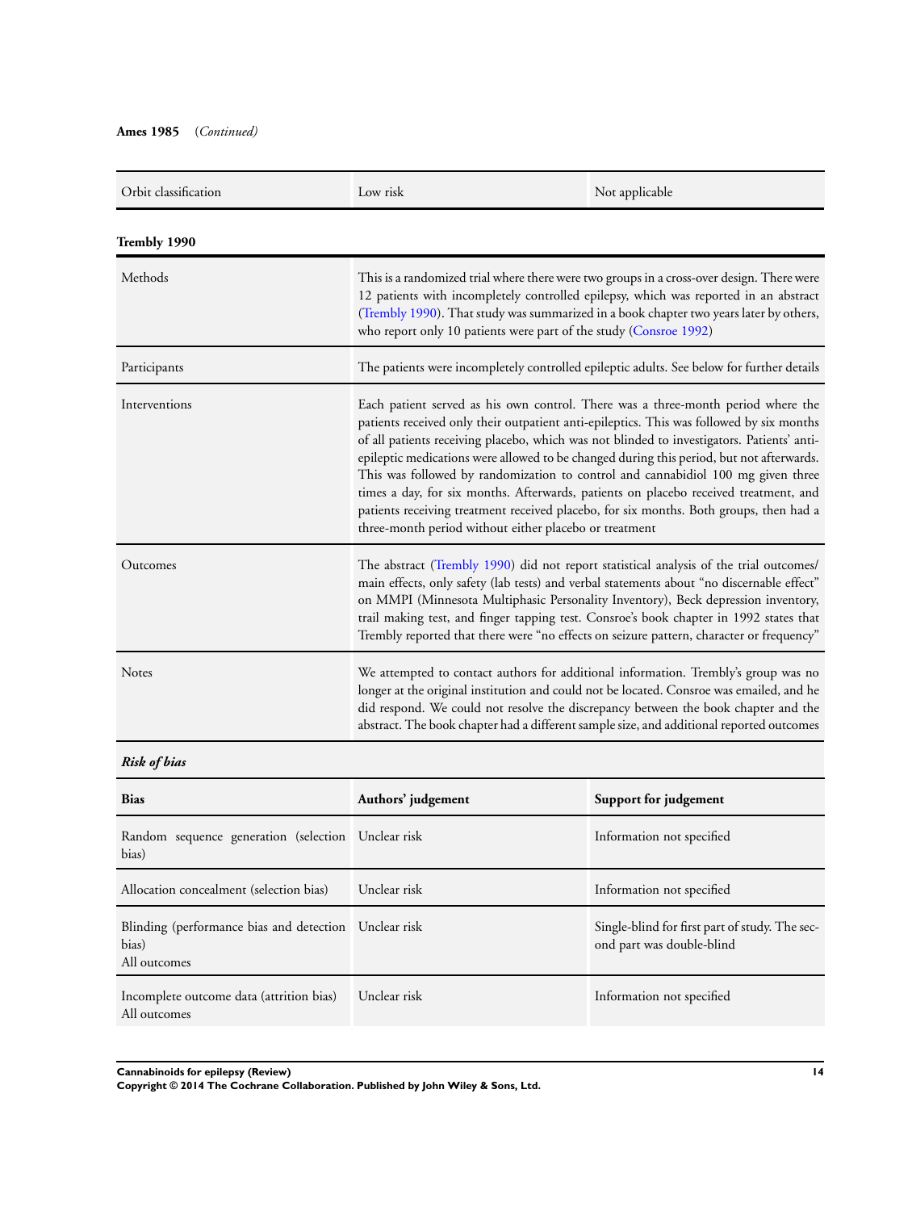**Ames 1985** (*Continued*)

| | | |
|---|---|---|
| Orbit classification | Low risk | Not applicable |

**Trembly 1990**

| | |
|---|---|
| Methods | This is a randomized trial where there were two groups in a cross-over design. There were 12 patients with incompletely controlled epilepsy, which was reported in an abstract (Trembly 1990). That study was summarized in a book chapter two years later by others, who report only 10 patients were part of the study (Consroe 1992) |
| Participants | The patients were incompletely controlled epileptic adults. See below for further details |
| Interventions | Each patient served as his own control. There was a three-month period where the patients received only their outpatient anti-epileptics. This was followed by six months of all patients receiving placebo, which was not blinded to investigators. Patients' anti-epileptic medications were allowed to be changed during this period, but not afterwards. This was followed by randomization to control and cannabidiol 100 mg given three times a day, for six months. Afterwards, patients on placebo received treatment, and patients receiving treatment received placebo, for six months. Both groups, then had a three-month period without either placebo or treatment |
| Outcomes | The abstract (Trembly 1990) did not report statistical analysis of the trial outcomes/main effects, only safety (lab tests) and verbal statements about "no discernable effect" on MMPI (Minnesota Multiphasic Personality Inventory), Beck depression inventory, trail making test, and finger tapping test. Consroe's book chapter in 1992 states that Trembly reported that there were "no effects on seizure pattern, character or frequency" |
| Notes | We attempted to contact authors for additional information. Trembly's group was no longer at the original institution and could not be located. Consroe was emailed, and he did respond. We could not resolve the discrepancy between the book chapter and the abstract. The book chapter had a different sample size, and additional reported outcomes |

***Risk of bias***

| Bias | Authors' judgement | Support for judgement |
|---|---|---|
| Random sequence generation (selection bias) | Unclear risk | Information not specified |
| Allocation concealment (selection bias) | Unclear risk | Information not specified |
| Blinding (performance bias and detection bias)<br>All outcomes | Unclear risk | Single-blind for first part of study. The second part was double-blind |
| Incomplete outcome data (attrition bias)<br>All outcomes | Unclear risk | Information not specified |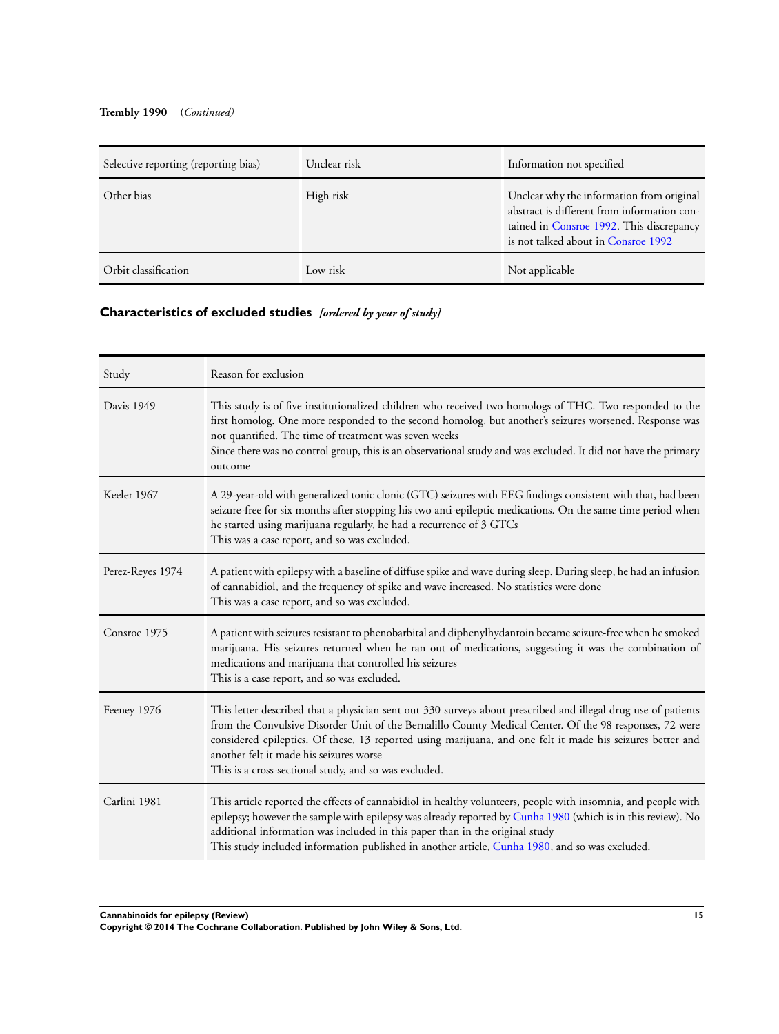**Trembly 1990** *(Continued)*

| | | |
|---|---|---|
| Selective reporting (reporting bias) | Unclear risk | Information not specified |
| Other bias | High risk | Unclear why the information from original abstract is different from information contained in Consroe 1992. This discrepancy is not talked about in Consroe 1992 |
| Orbit classification | Low risk | Not applicable |

## Characteristics of excluded studies *[ordered by year of study]*

| Study | Reason for exclusion |
|---|---|
| Davis 1949 | This study is of five institutionalized children who received two homologs of THC. Two responded to the first homolog. One more responded to the second homolog, but another's seizures worsened. Response was not quantified. The time of treatment was seven weeks<br>Since there was no control group, this is an observational study and was excluded. It did not have the primary outcome |
| Keeler 1967 | A 29-year-old with generalized tonic clonic (GTC) seizures with EEG findings consistent with that, had been seizure-free for six months after stopping his two anti-epileptic medications. On the same time period when he started using marijuana regularly, he had a recurrence of 3 GTCs<br>This was a case report, and so was excluded. |
| Perez-Reyes 1974 | A patient with epilepsy with a baseline of diffuse spike and wave during sleep. During sleep, he had an infusion of cannabidiol, and the frequency of spike and wave increased. No statistics were done<br>This was a case report, and so was excluded. |
| Consroe 1975 | A patient with seizures resistant to phenobarbital and diphenylhydantoin became seizure-free when he smoked marijuana. His seizures returned when he ran out of medications, suggesting it was the combination of medications and marijuana that controlled his seizures<br>This is a case report, and so was excluded. |
| Feeney 1976 | This letter described that a physician sent out 330 surveys about prescribed and illegal drug use of patients from the Convulsive Disorder Unit of the Bernalillo County Medical Center. Of the 98 responses, 72 were considered epileptics. Of these, 13 reported using marijuana, and one felt it made his seizures better and another felt it made his seizures worse<br>This is a cross-sectional study, and so was excluded. |
| Carlini 1981 | This article reported the effects of cannabidiol in healthy volunteers, people with insomnia, and people with epilepsy; however the sample with epilepsy was already reported by Cunha 1980 (which is in this review). No additional information was included in this paper than in the original study<br>This study included information published in another article, Cunha 1980, and so was excluded. |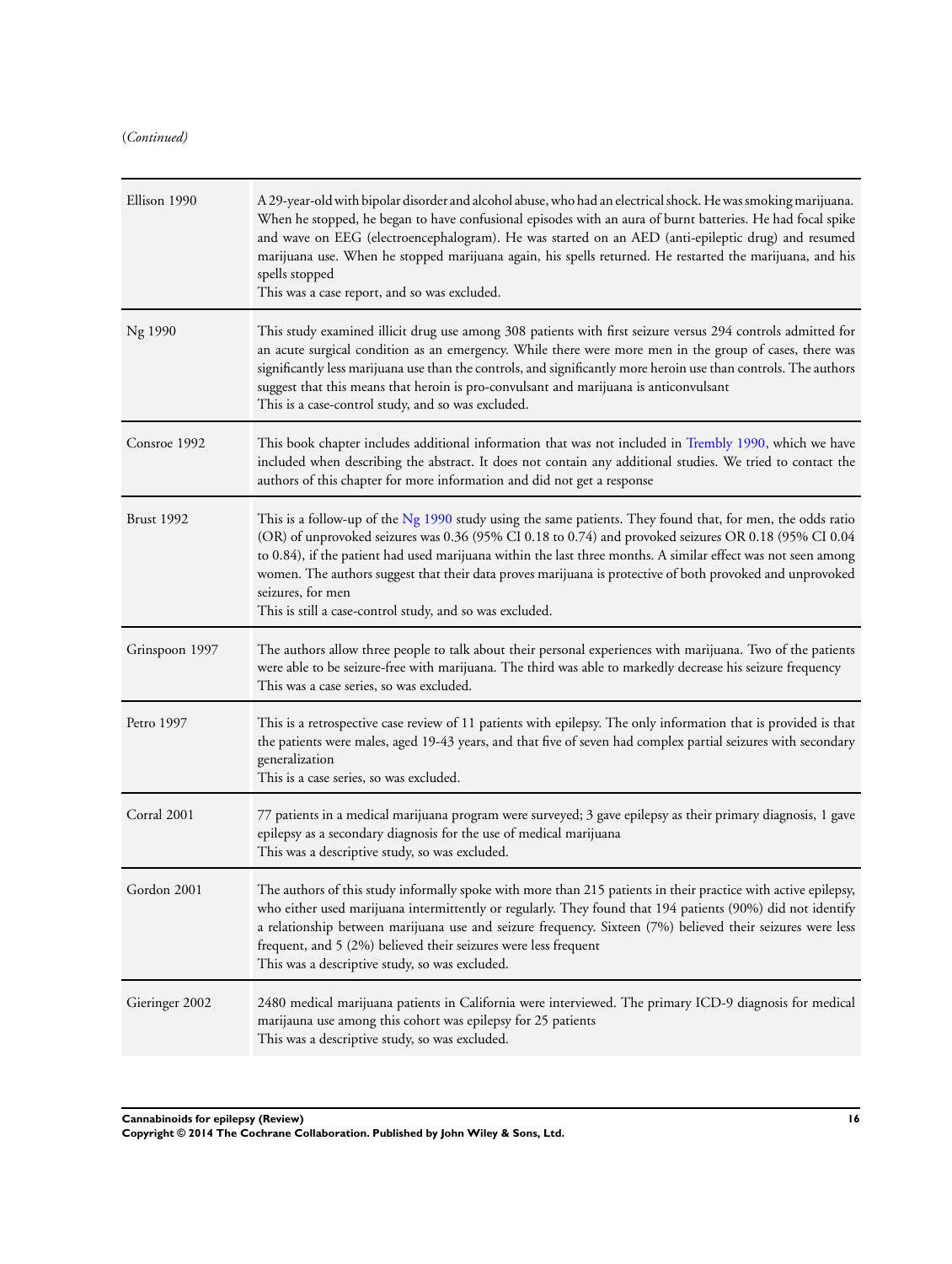(*Continued*)

| | |
|---|---|
| Ellison 1990 | A 29-year-old with bipolar disorder and alcohol abuse, who had an electrical shock. He was smoking marijuana. When he stopped, he began to have confusional episodes with an aura of burnt batteries. He had focal spike and wave on EEG (electroencephalogram). He was started on an AED (anti-epileptic drug) and resumed marijuana use. When he stopped marijuana again, his spells returned. He restarted the marijuana, and his spells stopped<br>This was a case report, and so was excluded. |
| Ng 1990 | This study examined illicit drug use among 308 patients with first seizure versus 294 controls admitted for an acute surgical condition as an emergency. While there were more men in the group of cases, there was significantly less marijuana use than the controls, and significantly more heroin use than controls. The authors suggest that this means that heroin is pro-convulsant and marijuana is anticonvulsant<br>This is a case-control study, and so was excluded. |
| Consroe 1992 | This book chapter includes additional information that was not included in Trembly 1990, which we have included when describing the abstract. It does not contain any additional studies. We tried to contact the authors of this chapter for more information and did not get a response |
| Brust 1992 | This is a follow-up of the Ng 1990 study using the same patients. They found that, for men, the odds ratio (OR) of unprovoked seizures was 0.36 (95% CI 0.18 to 0.74) and provoked seizures OR 0.18 (95% CI 0.04 to 0.84), if the patient had used marijuana within the last three months. A similar effect was not seen among women. The authors suggest that their data proves marijuana is protective of both provoked and unprovoked seizures, for men<br>This is still a case-control study, and so was excluded. |
| Grinspoon 1997 | The authors allow three people to talk about their personal experiences with marijuana. Two of the patients were able to be seizure-free with marijuana. The third was able to markedly decrease his seizure frequency<br>This was a case series, so was excluded. |
| Petro 1997 | This is a retrospective case review of 11 patients with epilepsy. The only information that is provided is that the patients were males, aged 19-43 years, and that five of seven had complex partial seizures with secondary generalization<br>This is a case series, so was excluded. |
| Corral 2001 | 77 patients in a medical marijuana program were surveyed; 3 gave epilepsy as their primary diagnosis, 1 gave epilepsy as a secondary diagnosis for the use of medical marijuana<br>This was a descriptive study, so was excluded. |
| Gordon 2001 | The authors of this study informally spoke with more than 215 patients in their practice with active epilepsy, who either used marijuana intermittently or regularly. They found that 194 patients (90%) did not identify a relationship between marijuana use and seizure frequency. Sixteen (7%) believed their seizures were less frequent, and 5 (2%) believed their seizures were less frequent<br>This was a descriptive study, so was excluded. |
| Gieringer 2002 | 2480 medical marijuana patients in California were interviewed. The primary ICD-9 diagnosis for medical marijauna use among this cohort was epilepsy for 25 patients<br>This was a descriptive study, so was excluded. |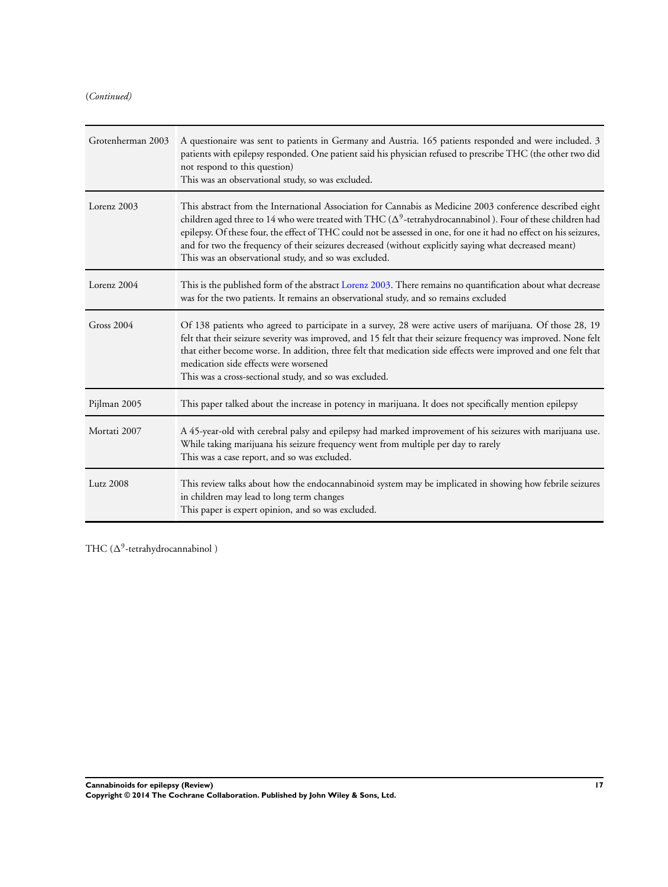(*Continued*)

| | |
|---|---|
| Grotenherman 2003 | A questionaire was sent to patients in Germany and Austria. 165 patients responded and were included. 3 patients with epilepsy responded. One patient said his physician refused to prescribe THC (the other two did not respond to this question)<br>This was an observational study, so was excluded. |
| Lorenz 2003 | This abstract from the International Association for Cannabis as Medicine 2003 conference described eight children aged three to 14 who were treated with THC ($\Delta^9$-tetrahydrocannabinol ). Four of these children had epilepsy. Of these four, the effect of THC could not be assessed in one, for one it had no effect on his seizures, and for two the frequency of their seizures decreased (without explicitly saying what decreased meant)<br>This was an observational study, and so was excluded. |
| Lorenz 2004 | This is the published form of the abstract Lorenz 2003. There remains no quantification about what decrease was for the two patients. It remains an observational study, and so remains excluded |
| Gross 2004 | Of 138 patients who agreed to participate in a survey, 28 were active users of marijuana. Of those 28, 19 felt that their seizure severity was improved, and 15 felt that their seizure frequency was improved. None felt that either become worse. In addition, three felt that medication side effects were improved and one felt that medication side effects were worsened<br>This was a cross-sectional study, and so was excluded. |
| Pijlman 2005 | This paper talked about the increase in potency in marijuana. It does not specifically mention epilepsy |
| Mortati 2007 | A 45-year-old with cerebral palsy and epilepsy had marked improvement of his seizures with marijuana use. While taking marijuana his seizure frequency went from multiple per day to rarely<br>This was a case report, and so was excluded. |
| Lutz 2008 | This review talks about how the endocannabinoid system may be implicated in showing how febrile seizures in children may lead to long term changes<br>This paper is expert opinion, and so was excluded. |

THC ($\Delta^9$-tetrahydrocannabinol )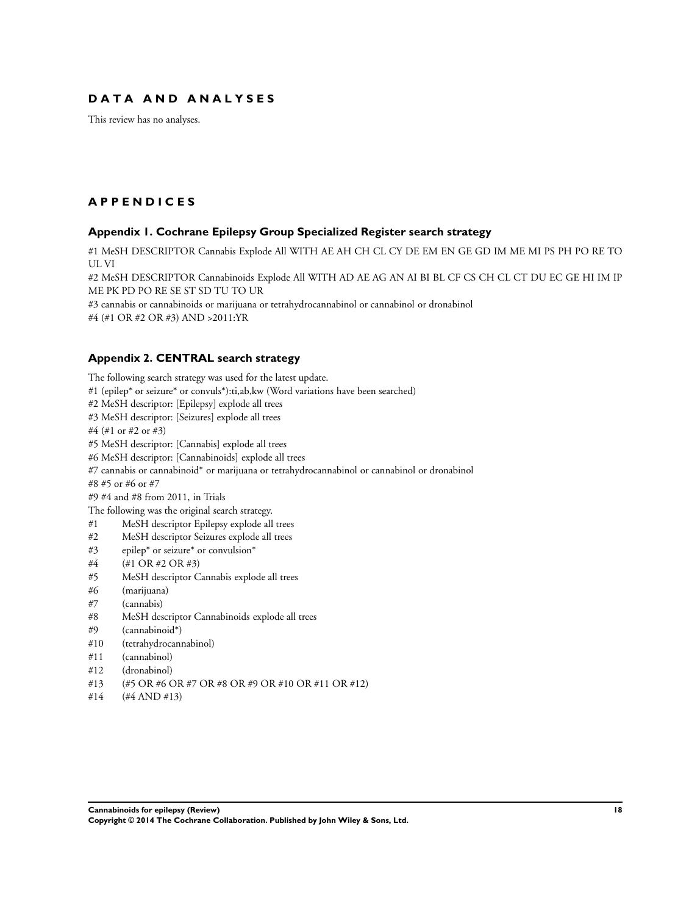## DATA AND ANALYSES

This review has no analyses.

## APPENDICES

### Appendix 1. Cochrane Epilepsy Group Specialized Register search strategy

#1 MeSH DESCRIPTOR Cannabis Explode All WITH AE AH CH CL CY DE EM EN GE GD IM ME MI PS PH PO RE TO UL VI

#2 MeSH DESCRIPTOR Cannabinoids Explode All WITH AD AE AG AN AI BI BL CF CS CH CL CT DU EC GE HI IM IP ME PK PD PO RE SE ST SD TU TO UR

#3 cannabis or cannabinoids or marijuana or tetrahydrocannabinol or cannabinol or dronabinol

#4 (#1 OR #2 OR #3) AND >2011:YR

### Appendix 2. CENTRAL search strategy

The following search strategy was used for the latest update.

#1 (epilep* or seizure* or convuls*):ti,ab,kw (Word variations have been searched)

#2 MeSH descriptor: [Epilepsy] explode all trees

#3 MeSH descriptor: [Seizures] explode all trees

#4 (#1 or #2 or #3)

#5 MeSH descriptor: [Cannabis] explode all trees

#6 MeSH descriptor: [Cannabinoids] explode all trees

#7 cannabis or cannabinoid* or marijuana or tetrahydrocannabinol or cannabinol or dronabinol

#8 #5 or #6 or #7

#9 #4 and #8 from 2011, in Trials

The following was the original search strategy.

#1 MeSH descriptor Epilepsy explode all trees

#2 MeSH descriptor Seizures explode all trees

#3 epilep* or seizure* or convulsion*

#4 (#1 OR #2 OR #3)

#5 MeSH descriptor Cannabis explode all trees

#6 (marijuana)

#7 (cannabis)

#8 MeSH descriptor Cannabinoids explode all trees

#9 (cannabinoid*)

#10 (tetrahydrocannabinol)

#11 (cannabinol)

#12 (dronabinol)

#13 (#5 OR #6 OR #7 OR #8 OR #9 OR #10 OR #11 OR #12)

#14 (#4 AND #13)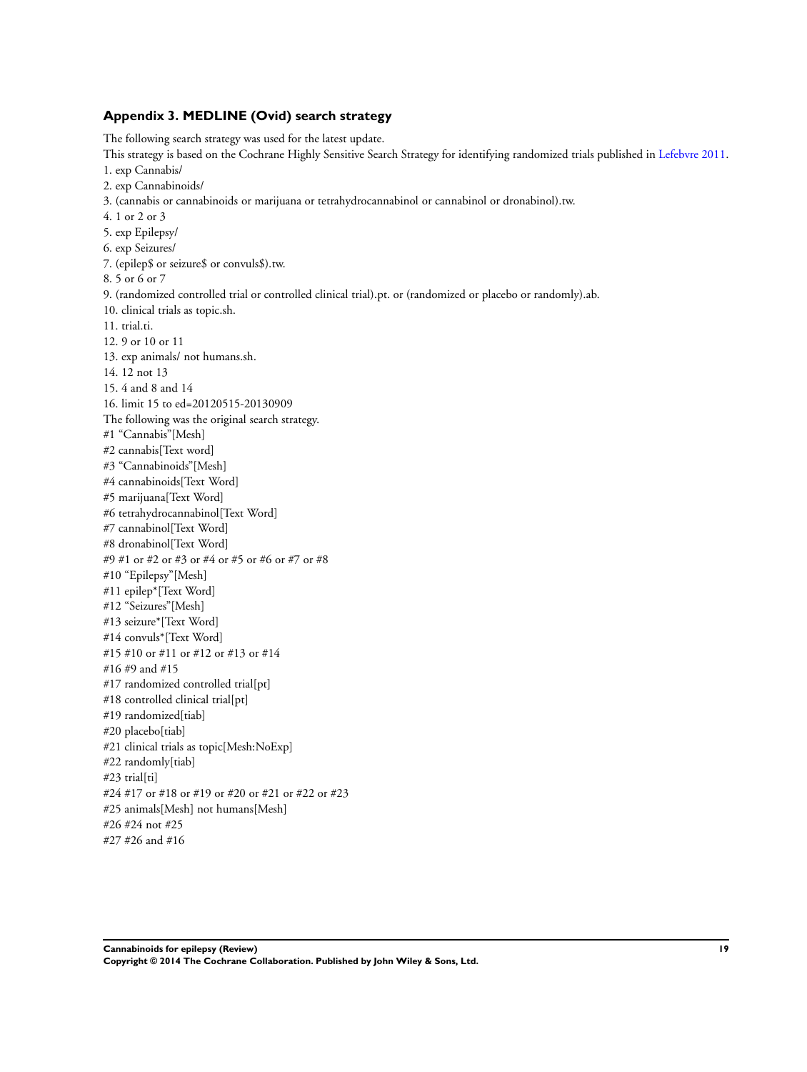## Appendix 3. MEDLINE (Ovid) search strategy

The following search strategy was used for the latest update.

This strategy is based on the Cochrane Highly Sensitive Search Strategy for identifying randomized trials published in Lefebvre 2011.

1. exp Cannabis/
2. exp Cannabinoids/
3. (cannabis or cannabinoids or marijuana or tetrahydrocannabinol or cannabinol or dronabinol).tw.
4. 1 or 2 or 3
5. exp Epilepsy/
6. exp Seizures/
7. (epilep$ or seizure$ or convuls$).tw.
8. 5 or 6 or 7
9. (randomized controlled trial or controlled clinical trial).pt. or (randomized or placebo or randomly).ab.
10. clinical trials as topic.sh.
11. trial.ti.
12. 9 or 10 or 11
13. exp animals/ not humans.sh.
14. 12 not 13
15. 4 and 8 and 14
16. limit 15 to ed=20120515-20130909

The following was the original search strategy.

#1 "Cannabis"[Mesh]
#2 cannabis[Text word]
#3 "Cannabinoids"[Mesh]
#4 cannabinoids[Text Word]
#5 marijuana[Text Word]
#6 tetrahydrocannabinol[Text Word]
#7 cannabinol[Text Word]
#8 dronabinol[Text Word]
#9 #1 or #2 or #3 or #4 or #5 or #6 or #7 or #8
#10 "Epilepsy"[Mesh]
#11 epilep*[Text Word]
#12 "Seizures"[Mesh]
#13 seizure*[Text Word]
#14 convuls*[Text Word]
#15 #10 or #11 or #12 or #13 or #14
#16 #9 and #15
#17 randomized controlled trial[pt]
#18 controlled clinical trial[pt]
#19 randomized[tiab]
#20 placebo[tiab]
#21 clinical trials as topic[Mesh:NoExp]
#22 randomly[tiab]
#23 trial[ti]
#24 #17 or #18 or #19 or #20 or #21 or #22 or #23
#25 animals[Mesh] not humans[Mesh]
#26 #24 not #25
#27 #26 and #16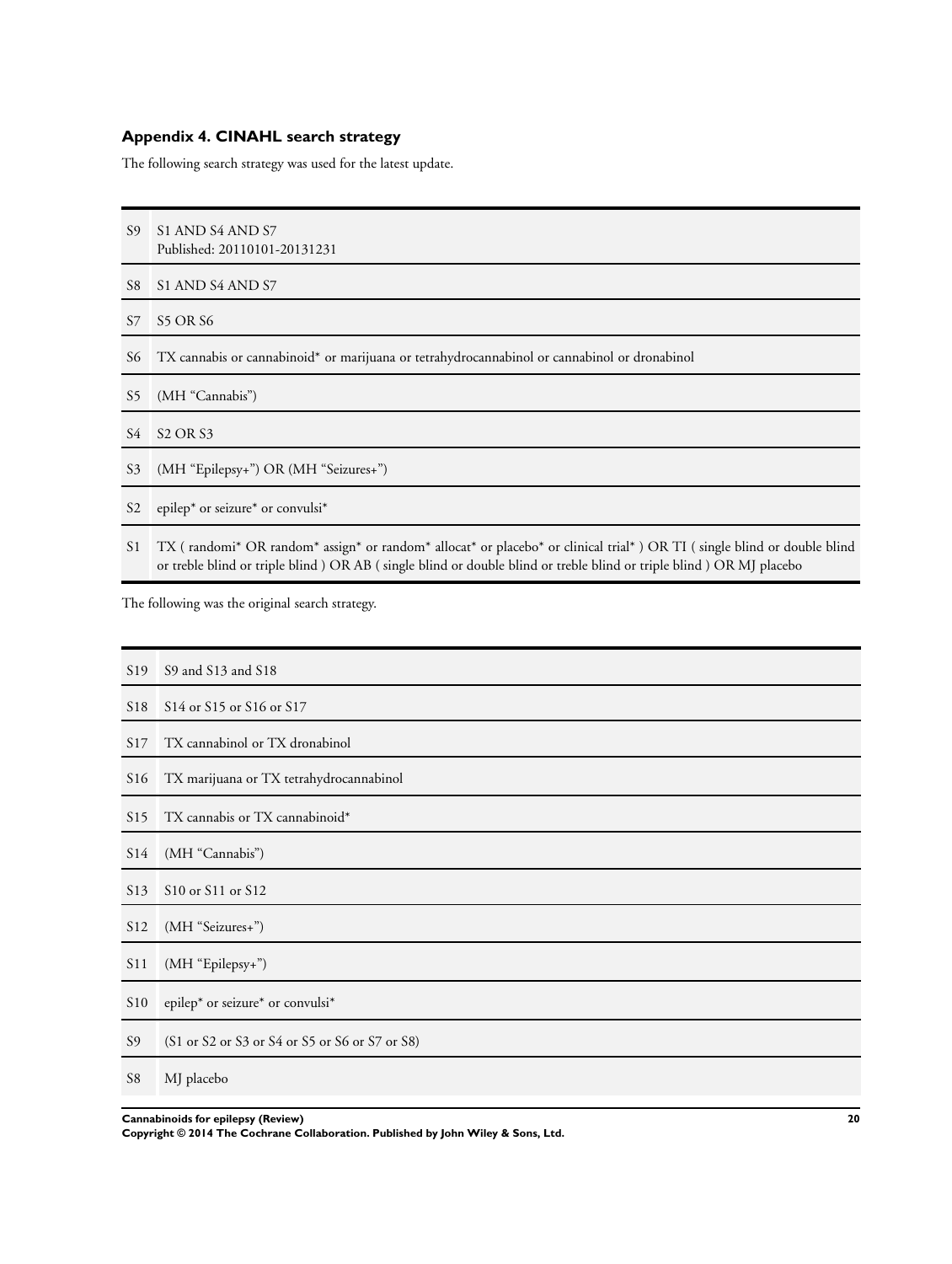### Appendix 4. CINAHL search strategy

The following search strategy was used for the latest update.

| | |
|---|---|
| S9 | S1 AND S4 AND S7<br>Published: 20110101-20131231 |
| S8 | S1 AND S4 AND S7 |
| S7 | S5 OR S6 |
| S6 | TX cannabis or cannabinoid* or marijuana or tetrahydrocannabinol or cannabinol or dronabinol |
| S5 | (MH “Cannabis”) |
| S4 | S2 OR S3 |
| S3 | (MH “Epilepsy+”) OR (MH “Seizures+”) |
| S2 | epilep* or seizure* or convulsi* |
| S1 | TX ( randomi* OR random* assign* or random* allocat* or placebo* or clinical trial* ) OR TI ( single blind or double blind or treble blind or triple blind ) OR AB ( single blind or double blind or treble blind or triple blind ) OR MJ placebo |

The following was the original search strategy.

| | |
|---|---|
| S19 | S9 and S13 and S18 |
| S18 | S14 or S15 or S16 or S17 |
| S17 | TX cannabinol or TX dronabinol |
| S16 | TX marijuana or TX tetrahydrocannabinol |
| S15 | TX cannabis or TX cannabinoid* |
| S14 | (MH “Cannabis”) |
| S13 | S10 or S11 or S12 |
| S12 | (MH “Seizures+”) |
| S11 | (MH “Epilepsy+”) |
| S10 | epilep* or seizure* or convulsi* |
| S9 | (S1 or S2 or S3 or S4 or S5 or S6 or S7 or S8) |
| S8 | MJ placebo |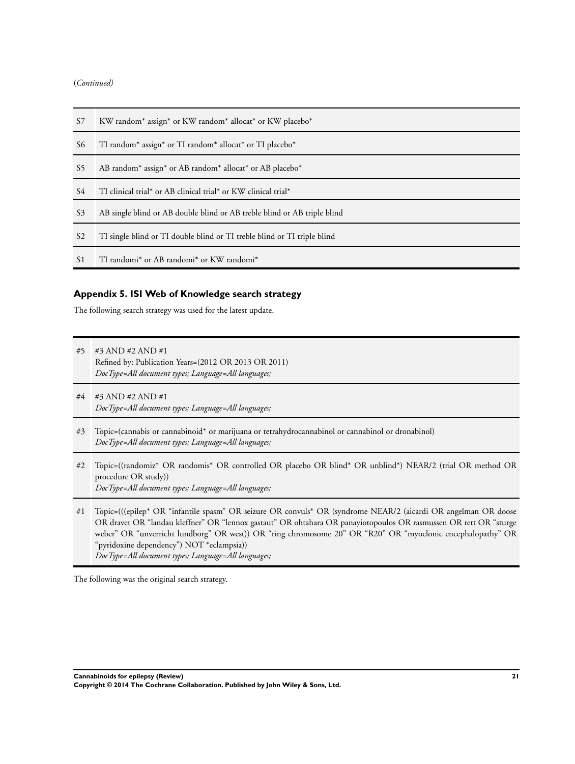(*Continued)*

| | |
|---|---|
| S7 | KW random* assign* or KW random* allocat* or KW placebo* |
| S6 | TI random* assign* or TI random* allocat* or TI placebo* |
| S5 | AB random* assign* or AB random* allocat* or AB placebo* |
| S4 | TI clinical trial* or AB clinical trial* or KW clinical trial* |
| S3 | AB single blind or AB double blind or AB treble blind or AB triple blind |
| S2 | TI single blind or TI double blind or TI treble blind or TI triple blind |
| S1 | TI randomi* or AB randomi* or KW randomi* |

### Appendix 5. ISI Web of Knowledge search strategy

The following search strategy was used for the latest update.

| | |
|---|---|
| #5 | #3 AND #2 AND #1<br>Refined by: Publication Years=(2012 OR 2013 OR 2011)<br>*DocType=All document types; Language=All languages;* |
| #4 | #3 AND #2 AND #1<br>*DocType=All document types; Language=All languages;* |
| #3 | Topic=(cannabis or cannabinoid* or marijuana or tetrahydrocannabinol or cannabinol or dronabinol)<br>*DocType=All document types; Language=All languages;* |
| #2 | Topic=((randomiz* OR randomis* OR controlled OR placebo OR blind* OR unblind*) NEAR/2 (trial OR method OR procedure OR study))<br>*DocType=All document types; Language=All languages;* |
| #1 | Topic=(((epilep* OR "infantile spasm" OR seizure OR convuls* OR (syndrome NEAR/2 (aicardi OR angelman OR doose OR dravet OR "landau kleffner" OR "lennox gastaut" OR ohtahara OR panayiotopoulos OR rasmussen OR rett OR "sturge weber" OR "unverricht lundborg" OR west)) OR "ring chromosome 20" OR "R20" OR "myoclonic encephalopathy" OR "pyridoxine dependency") NOT *eclampsia))<br>*DocType=All document types; Language=All languages;* |

The following was the original search strategy.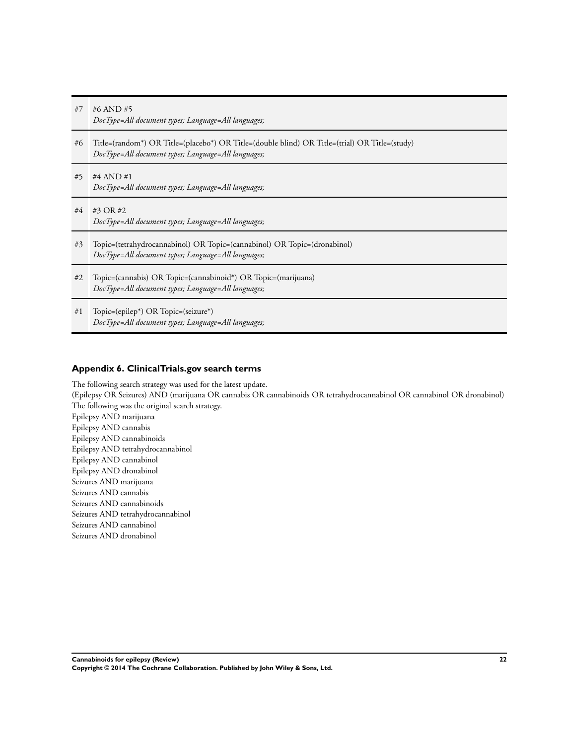| | |
|---|---|
| #7 | #6 AND #5<br>*DocType=All document types; Language=All languages;* |
| #6 | Title=(random*) OR Title=(placebo*) OR Title=(double blind) OR Title=(trial) OR Title=(study)<br>*DocType=All document types; Language=All languages;* |
| #5 | #4 AND #1<br>*DocType=All document types; Language=All languages;* |
| #4 | #3 OR #2<br>*DocType=All document types; Language=All languages;* |
| #3 | Topic=(tetrahydrocannabinol) OR Topic=(cannabinol) OR Topic=(dronabinol)<br>*DocType=All document types; Language=All languages;* |
| #2 | Topic=(cannabis) OR Topic=(cannabinoid*) OR Topic=(marijuana)<br>*DocType=All document types; Language=All languages;* |
| #1 | Topic=(epilep*) OR Topic=(seizure*)<br>*DocType=All document types; Language=All languages;* |

### Appendix 6. ClinicalTrials.gov search terms

The following search strategy was used for the latest update.
(Epilepsy OR Seizures) AND (marijuana OR cannabis OR cannabinoids OR tetrahydrocannabinol OR cannabinol OR dronabinol)
The following was the original search strategy.
Epilepsy AND marijuana
Epilepsy AND cannabis
Epilepsy AND cannabinoids
Epilepsy AND tetrahydrocannabinol
Epilepsy AND cannabinol
Epilepsy AND dronabinol
Seizures AND marijuana
Seizures AND cannabis
Seizures AND cannabinoids
Seizures AND tetrahydrocannabinol
Seizures AND cannabinol
Seizures AND dronabinol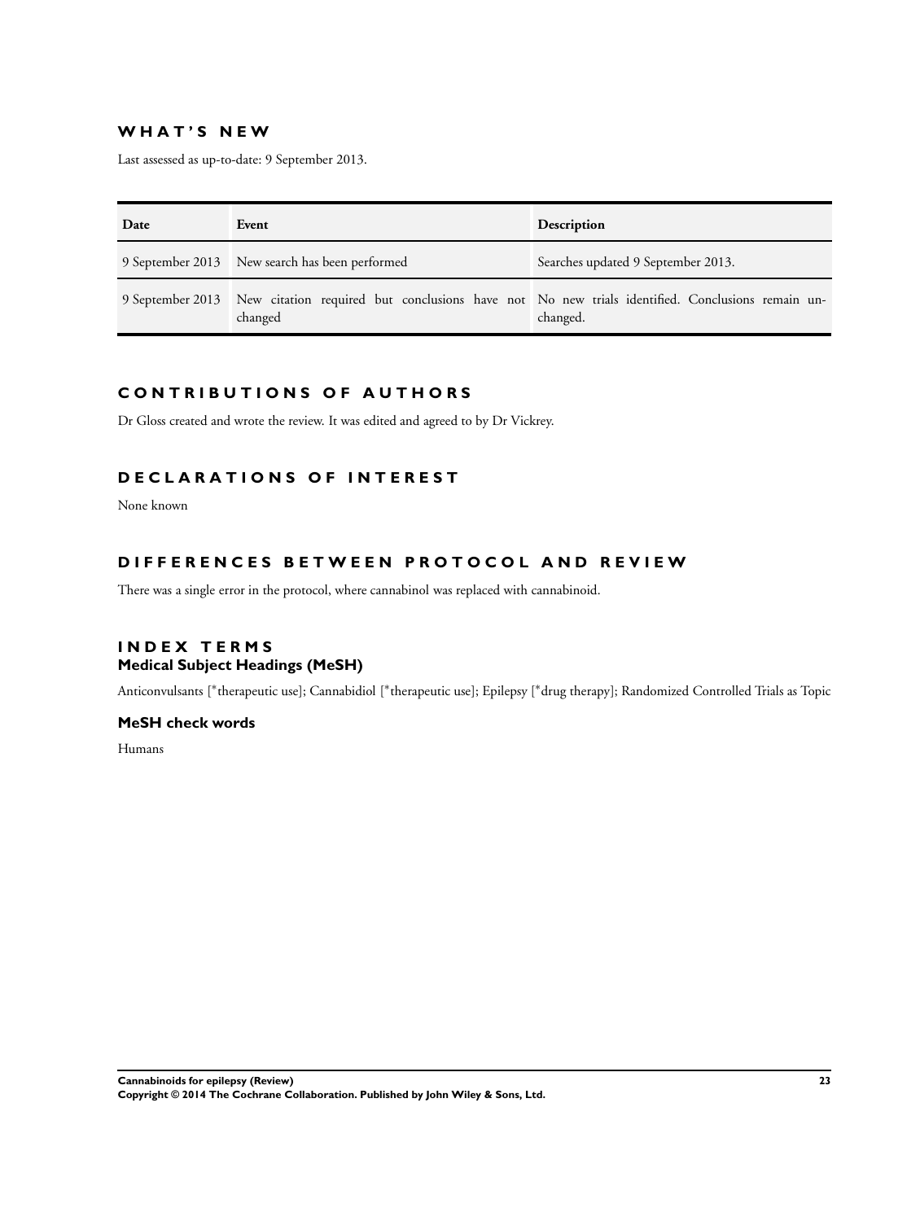## WHAT'S NEW

Last assessed as up-to-date: 9 September 2013.

| Date | Event | Description |
| --- | --- | --- |
| 9 September 2013 | New search has been performed | Searches updated 9 September 2013. |
| 9 September 2013 | New citation required but conclusions have not changed | No new trials identified. Conclusions remain unchanged. |

## CONTRIBUTIONS OF AUTHORS

Dr Gloss created and wrote the review. It was edited and agreed to by Dr Vickrey.

## DECLARATIONS OF INTEREST

None known

## DIFFERENCES BETWEEN PROTOCOL AND REVIEW

There was a single error in the protocol, where cannabinol was replaced with cannabinoid.

## INDEX TERMS

### Medical Subject Headings (MeSH)

Anticonvulsants [*therapeutic use]; Cannabidiol [*therapeutic use]; Epilepsy [*drug therapy]; Randomized Controlled Trials as Topic

### MeSH check words

Humans